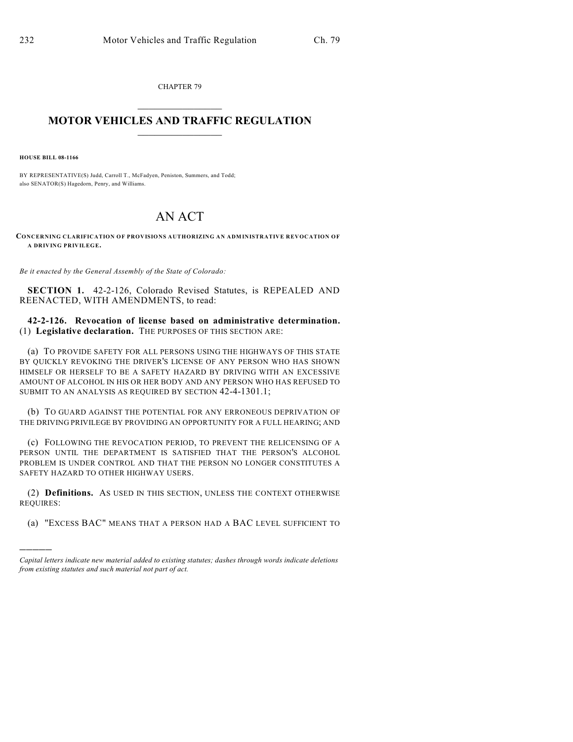CHAPTER 79

# MOTOR VEHICLES AND TRAFFIC REGULATION

**HOUSE BILL 08-1166**

BY REPRESENTATIVE(S) Judd, Carroll T., McFadyen, Peniston, Summers, and Todd; also SENATOR(S) Hagedorn, Penry, and Williams.

# AN ACT

**CONCERNING CLARIFICATION OF PROVISIONS AUTHORIZING AN ADMINISTRATIVE REVOCATION OF A DRIVING PRIVILEGE.**

*Be it enacted by the General Assembly of the State of Colorado:*

**SECTION 1.** 42-2-126, Colorado Revised Statutes, is REPEALED AND REENACTED, WITH AMENDMENTS, to read:

**42-2-126. Revocation of license based on administrative determination.** (1) **Legislative declaration.** THE PURPOSES OF THIS SECTION ARE:

(a) TO PROVIDE SAFETY FOR ALL PERSONS USING THE HIGHWAYS OF THIS STATE BY QUICKLY REVOKING THE DRIVER'S LICENSE OF ANY PERSON WHO HAS SHOWN HIMSELF OR HERSELF TO BE A SAFETY HAZARD BY DRIVING WITH AN EXCESSIVE AMOUNT OF ALCOHOL IN HIS OR HER BODY AND ANY PERSON WHO HAS REFUSED TO SUBMIT TO AN ANALYSIS AS REQUIRED BY SECTION 42-4-1301.1;

(b) TO GUARD AGAINST THE POTENTIAL FOR ANY ERRONEOUS DEPRIVATION OF THE DRIVING PRIVILEGE BY PROVIDING AN OPPORTUNITY FOR A FULL HEARING; AND

(c) FOLLOWING THE REVOCATION PERIOD, TO PREVENT THE RELICENSING OF A PERSON UNTIL THE DEPARTMENT IS SATISFIED THAT THE PERSON'S ALCOHOL PROBLEM IS UNDER CONTROL AND THAT THE PERSON NO LONGER CONSTITUTES A SAFETY HAZARD TO OTHER HIGHWAY USERS.

(2) **Definitions.** AS USED IN THIS SECTION, UNLESS THE CONTEXT OTHERWISE REQUIRES:

(a) "EXCESS BAC" MEANS THAT A PERSON HAD A BAC LEVEL SUFFICIENT TO

---

*Capital letters indicate new material added to existing statutes; dashes through words indicate deletions from existing statutes and such material not part of act.*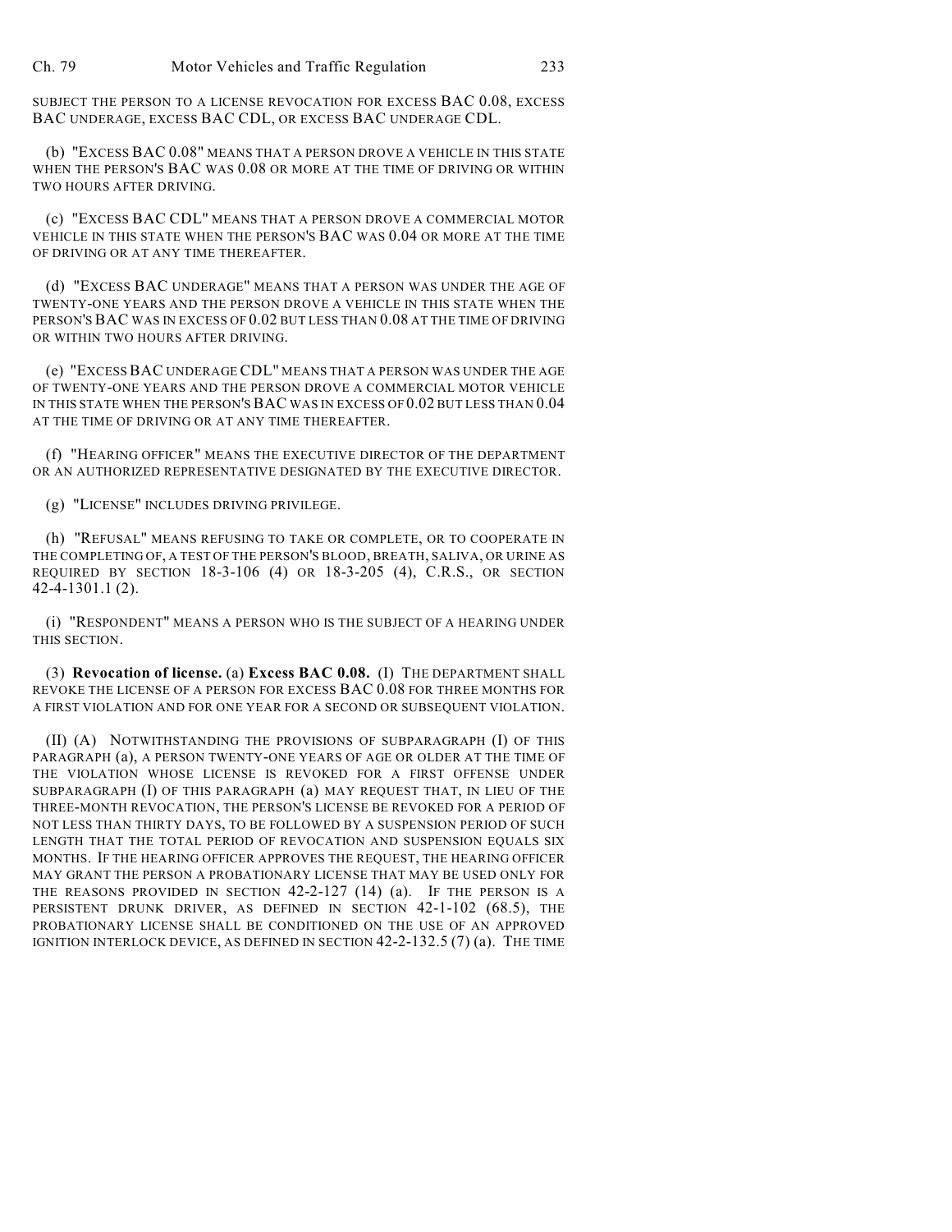SUBJECT THE PERSON TO A LICENSE REVOCATION FOR EXCESS BAC 0.08, EXCESS BAC UNDERAGE, EXCESS BAC CDL, OR EXCESS BAC UNDERAGE CDL.

(b) "EXCESS BAC 0.08" MEANS THAT A PERSON DROVE A VEHICLE IN THIS STATE WHEN THE PERSON'S BAC WAS 0.08 OR MORE AT THE TIME OF DRIVING OR WITHIN TWO HOURS AFTER DRIVING.

(c) "EXCESS BAC CDL" MEANS THAT A PERSON DROVE A COMMERCIAL MOTOR VEHICLE IN THIS STATE WHEN THE PERSON'S BAC WAS 0.04 OR MORE AT THE TIME OF DRIVING OR AT ANY TIME THEREAFTER.

(d) "EXCESS BAC UNDERAGE" MEANS THAT A PERSON WAS UNDER THE AGE OF TWENTY-ONE YEARS AND THE PERSON DROVE A VEHICLE IN THIS STATE WHEN THE PERSON'S BAC WAS IN EXCESS OF 0.02 BUT LESS THAN 0.08 AT THE TIME OF DRIVING OR WITHIN TWO HOURS AFTER DRIVING.

(e) "EXCESS BAC UNDERAGE CDL" MEANS THAT A PERSON WAS UNDER THE AGE OF TWENTY-ONE YEARS AND THE PERSON DROVE A COMMERCIAL MOTOR VEHICLE IN THIS STATE WHEN THE PERSON'S BAC WAS IN EXCESS OF 0.02 BUT LESS THAN 0.04 AT THE TIME OF DRIVING OR AT ANY TIME THEREAFTER.

(f) "HEARING OFFICER" MEANS THE EXECUTIVE DIRECTOR OF THE DEPARTMENT OR AN AUTHORIZED REPRESENTATIVE DESIGNATED BY THE EXECUTIVE DIRECTOR.

(g) "LICENSE" INCLUDES DRIVING PRIVILEGE.

(h) "REFUSAL" MEANS REFUSING TO TAKE OR COMPLETE, OR TO COOPERATE IN THE COMPLETING OF, A TEST OF THE PERSON'S BLOOD, BREATH, SALIVA, OR URINE AS REQUIRED BY SECTION 18-3-106 (4) OR 18-3-205 (4), C.R.S., OR SECTION 42-4-1301.1 (2).

(i) "RESPONDENT" MEANS A PERSON WHO IS THE SUBJECT OF A HEARING UNDER THIS SECTION.

(3) **Revocation of license.** (a) **Excess BAC 0.08.** (I) THE DEPARTMENT SHALL REVOKE THE LICENSE OF A PERSON FOR EXCESS BAC 0.08 FOR THREE MONTHS FOR A FIRST VIOLATION AND FOR ONE YEAR FOR A SECOND OR SUBSEQUENT VIOLATION.

(II) (A) NOTWITHSTANDING THE PROVISIONS OF SUBPARAGRAPH (I) OF THIS PARAGRAPH (a), A PERSON TWENTY-ONE YEARS OF AGE OR OLDER AT THE TIME OF THE VIOLATION WHOSE LICENSE IS REVOKED FOR A FIRST OFFENSE UNDER SUBPARAGRAPH (I) OF THIS PARAGRAPH (a) MAY REQUEST THAT, IN LIEU OF THE THREE-MONTH REVOCATION, THE PERSON'S LICENSE BE REVOKED FOR A PERIOD OF NOT LESS THAN THIRTY DAYS, TO BE FOLLOWED BY A SUSPENSION PERIOD OF SUCH LENGTH THAT THE TOTAL PERIOD OF REVOCATION AND SUSPENSION EQUALS SIX MONTHS. IF THE HEARING OFFICER APPROVES THE REQUEST, THE HEARING OFFICER MAY GRANT THE PERSON A PROBATIONARY LICENSE THAT MAY BE USED ONLY FOR THE REASONS PROVIDED IN SECTION 42-2-127 (14) (a). IF THE PERSON IS A PERSISTENT DRUNK DRIVER, AS DEFINED IN SECTION 42-1-102 (68.5), THE PROBATIONARY LICENSE SHALL BE CONDITIONED ON THE USE OF AN APPROVED IGNITION INTERLOCK DEVICE, AS DEFINED IN SECTION 42-2-132.5 (7) (a). THE TIME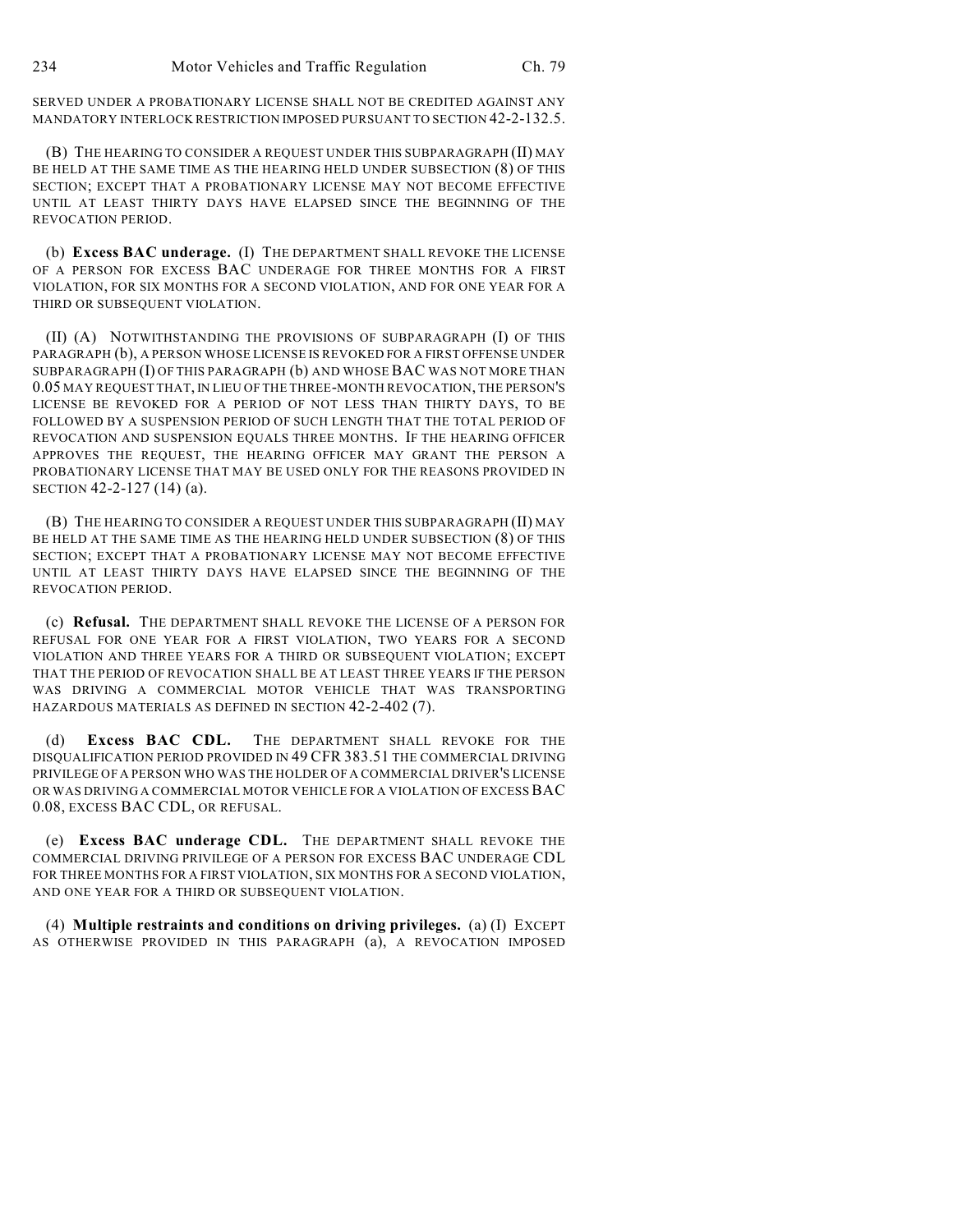SERVED UNDER A PROBATIONARY LICENSE SHALL NOT BE CREDITED AGAINST ANY MANDATORY INTERLOCK RESTRICTION IMPOSED PURSUANT TO SECTION 42-2-132.5.

(B) THE HEARING TO CONSIDER A REQUEST UNDER THIS SUBPARAGRAPH (II) MAY BE HELD AT THE SAME TIME AS THE HEARING HELD UNDER SUBSECTION (8) OF THIS SECTION; EXCEPT THAT A PROBATIONARY LICENSE MAY NOT BECOME EFFECTIVE UNTIL AT LEAST THIRTY DAYS HAVE ELAPSED SINCE THE BEGINNING OF THE REVOCATION PERIOD.

(b) **Excess BAC underage.** (I) THE DEPARTMENT SHALL REVOKE THE LICENSE OF A PERSON FOR EXCESS BAC UNDERAGE FOR THREE MONTHS FOR A FIRST VIOLATION, FOR SIX MONTHS FOR A SECOND VIOLATION, AND FOR ONE YEAR FOR A THIRD OR SUBSEQUENT VIOLATION.

(II) (A) NOTWITHSTANDING THE PROVISIONS OF SUBPARAGRAPH (I) OF THIS PARAGRAPH (b), A PERSON WHOSE LICENSE IS REVOKED FOR A FIRST OFFENSE UNDER SUBPARAGRAPH (I) OF THIS PARAGRAPH (b) AND WHOSE BAC WAS NOT MORE THAN 0.05 MAY REQUEST THAT, IN LIEU OF THE THREE-MONTH REVOCATION, THE PERSON'S LICENSE BE REVOKED FOR A PERIOD OF NOT LESS THAN THIRTY DAYS, TO BE FOLLOWED BY A SUSPENSION PERIOD OF SUCH LENGTH THAT THE TOTAL PERIOD OF REVOCATION AND SUSPENSION EQUALS THREE MONTHS. IF THE HEARING OFFICER APPROVES THE REQUEST, THE HEARING OFFICER MAY GRANT THE PERSON A PROBATIONARY LICENSE THAT MAY BE USED ONLY FOR THE REASONS PROVIDED IN SECTION 42-2-127 (14) (a).

(B) THE HEARING TO CONSIDER A REQUEST UNDER THIS SUBPARAGRAPH (II) MAY BE HELD AT THE SAME TIME AS THE HEARING HELD UNDER SUBSECTION (8) OF THIS SECTION; EXCEPT THAT A PROBATIONARY LICENSE MAY NOT BECOME EFFECTIVE UNTIL AT LEAST THIRTY DAYS HAVE ELAPSED SINCE THE BEGINNING OF THE REVOCATION PERIOD.

(c) **Refusal.** THE DEPARTMENT SHALL REVOKE THE LICENSE OF A PERSON FOR REFUSAL FOR ONE YEAR FOR A FIRST VIOLATION, TWO YEARS FOR A SECOND VIOLATION AND THREE YEARS FOR A THIRD OR SUBSEQUENT VIOLATION; EXCEPT THAT THE PERIOD OF REVOCATION SHALL BE AT LEAST THREE YEARS IF THE PERSON WAS DRIVING A COMMERCIAL MOTOR VEHICLE THAT WAS TRANSPORTING HAZARDOUS MATERIALS AS DEFINED IN SECTION 42-2-402 (7).

(d) **Excess BAC CDL.** THE DEPARTMENT SHALL REVOKE FOR THE DISQUALIFICATION PERIOD PROVIDED IN 49 CFR 383.51 THE COMMERCIAL DRIVING PRIVILEGE OF A PERSON WHO WAS THE HOLDER OF A COMMERCIAL DRIVER'S LICENSE OR WAS DRIVING A COMMERCIAL MOTOR VEHICLE FOR A VIOLATION OF EXCESS BAC 0.08, EXCESS BAC CDL, OR REFUSAL.

(e) **Excess BAC underage CDL.** THE DEPARTMENT SHALL REVOKE THE COMMERCIAL DRIVING PRIVILEGE OF A PERSON FOR EXCESS BAC UNDERAGE CDL FOR THREE MONTHS FOR A FIRST VIOLATION, SIX MONTHS FOR A SECOND VIOLATION, AND ONE YEAR FOR A THIRD OR SUBSEQUENT VIOLATION.

(4) **Multiple restraints and conditions on driving privileges.** (a) (I) EXCEPT AS OTHERWISE PROVIDED IN THIS PARAGRAPH (a), A REVOCATION IMPOSED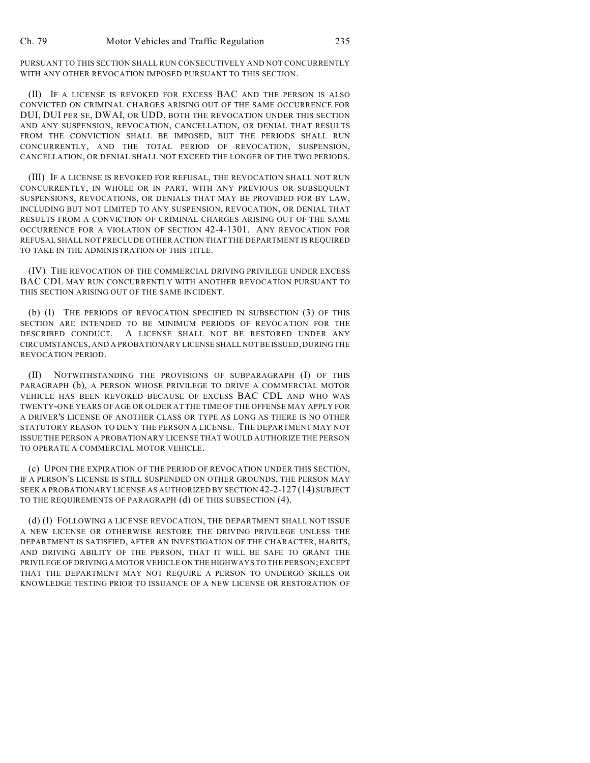PURSUANT TO THIS SECTION SHALL RUN CONSECUTIVELY AND NOT CONCURRENTLY WITH ANY OTHER REVOCATION IMPOSED PURSUANT TO THIS SECTION.

(II) IF A LICENSE IS REVOKED FOR EXCESS BAC AND THE PERSON IS ALSO CONVICTED ON CRIMINAL CHARGES ARISING OUT OF THE SAME OCCURRENCE FOR DUI, DUI PER SE, DWAI, OR UDD, BOTH THE REVOCATION UNDER THIS SECTION AND ANY SUSPENSION, REVOCATION, CANCELLATION, OR DENIAL THAT RESULTS FROM THE CONVICTION SHALL BE IMPOSED, BUT THE PERIODS SHALL RUN CONCURRENTLY, AND THE TOTAL PERIOD OF REVOCATION, SUSPENSION, CANCELLATION, OR DENIAL SHALL NOT EXCEED THE LONGER OF THE TWO PERIODS.

(III) IF A LICENSE IS REVOKED FOR REFUSAL, THE REVOCATION SHALL NOT RUN CONCURRENTLY, IN WHOLE OR IN PART, WITH ANY PREVIOUS OR SUBSEQUENT SUSPENSIONS, REVOCATIONS, OR DENIALS THAT MAY BE PROVIDED FOR BY LAW, INCLUDING BUT NOT LIMITED TO ANY SUSPENSION, REVOCATION, OR DENIAL THAT RESULTS FROM A CONVICTION OF CRIMINAL CHARGES ARISING OUT OF THE SAME OCCURRENCE FOR A VIOLATION OF SECTION 42-4-1301. ANY REVOCATION FOR REFUSAL SHALL NOT PRECLUDE OTHER ACTION THAT THE DEPARTMENT IS REQUIRED TO TAKE IN THE ADMINISTRATION OF THIS TITLE.

(IV) THE REVOCATION OF THE COMMERCIAL DRIVING PRIVILEGE UNDER EXCESS BAC CDL MAY RUN CONCURRENTLY WITH ANOTHER REVOCATION PURSUANT TO THIS SECTION ARISING OUT OF THE SAME INCIDENT.

(b) (I) THE PERIODS OF REVOCATION SPECIFIED IN SUBSECTION (3) OF THIS SECTION ARE INTENDED TO BE MINIMUM PERIODS OF REVOCATION FOR THE DESCRIBED CONDUCT. A LICENSE SHALL NOT BE RESTORED UNDER ANY CIRCUMSTANCES, AND A PROBATIONARY LICENSE SHALL NOT BE ISSUED, DURING THE REVOCATION PERIOD.

(II) NOTWITHSTANDING THE PROVISIONS OF SUBPARAGRAPH (I) OF THIS PARAGRAPH (b), A PERSON WHOSE PRIVILEGE TO DRIVE A COMMERCIAL MOTOR VEHICLE HAS BEEN REVOKED BECAUSE OF EXCESS BAC CDL AND WHO WAS TWENTY-ONE YEARS OF AGE OR OLDER AT THE TIME OF THE OFFENSE MAY APPLY FOR A DRIVER'S LICENSE OF ANOTHER CLASS OR TYPE AS LONG AS THERE IS NO OTHER STATUTORY REASON TO DENY THE PERSON A LICENSE. THE DEPARTMENT MAY NOT ISSUE THE PERSON A PROBATIONARY LICENSE THAT WOULD AUTHORIZE THE PERSON TO OPERATE A COMMERCIAL MOTOR VEHICLE.

(c) UPON THE EXPIRATION OF THE PERIOD OF REVOCATION UNDER THIS SECTION, IF A PERSON'S LICENSE IS STILL SUSPENDED ON OTHER GROUNDS, THE PERSON MAY SEEK A PROBATIONARY LICENSE AS AUTHORIZED BY SECTION 42-2-127 (14) SUBJECT TO THE REQUIREMENTS OF PARAGRAPH (d) OF THIS SUBSECTION (4).

(d) (I) FOLLOWING A LICENSE REVOCATION, THE DEPARTMENT SHALL NOT ISSUE A NEW LICENSE OR OTHERWISE RESTORE THE DRIVING PRIVILEGE UNLESS THE DEPARTMENT IS SATISFIED, AFTER AN INVESTIGATION OF THE CHARACTER, HABITS, AND DRIVING ABILITY OF THE PERSON, THAT IT WILL BE SAFE TO GRANT THE PRIVILEGE OF DRIVING A MOTOR VEHICLE ON THE HIGHWAYS TO THE PERSON; EXCEPT THAT THE DEPARTMENT MAY NOT REQUIRE A PERSON TO UNDERGO SKILLS OR KNOWLEDGE TESTING PRIOR TO ISSUANCE OF A NEW LICENSE OR RESTORATION OF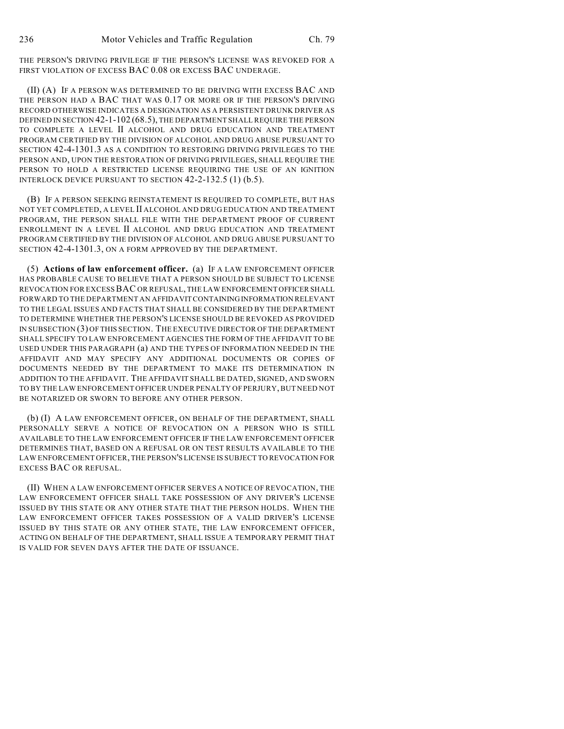THE PERSON'S DRIVING PRIVILEGE IF THE PERSON'S LICENSE WAS REVOKED FOR A FIRST VIOLATION OF EXCESS BAC 0.08 OR EXCESS BAC UNDERAGE.

(II) (A) IF A PERSON WAS DETERMINED TO BE DRIVING WITH EXCESS BAC AND THE PERSON HAD A BAC THAT WAS 0.17 OR MORE OR IF THE PERSON'S DRIVING RECORD OTHERWISE INDICATES A DESIGNATION AS A PERSISTENT DRUNK DRIVER AS DEFINED IN SECTION 42-1-102 (68.5), THE DEPARTMENT SHALL REQUIRE THE PERSON TO COMPLETE A LEVEL II ALCOHOL AND DRUG EDUCATION AND TREATMENT PROGRAM CERTIFIED BY THE DIVISION OF ALCOHOL AND DRUG ABUSE PURSUANT TO SECTION 42-4-1301.3 AS A CONDITION TO RESTORING DRIVING PRIVILEGES TO THE PERSON AND, UPON THE RESTORATION OF DRIVING PRIVILEGES, SHALL REQUIRE THE PERSON TO HOLD A RESTRICTED LICENSE REQUIRING THE USE OF AN IGNITION INTERLOCK DEVICE PURSUANT TO SECTION 42-2-132.5 (1) (b.5).

(B) IF A PERSON SEEKING REINSTATEMENT IS REQUIRED TO COMPLETE, BUT HAS NOT YET COMPLETED, A LEVEL II ALCOHOL AND DRUG EDUCATION AND TREATMENT PROGRAM, THE PERSON SHALL FILE WITH THE DEPARTMENT PROOF OF CURRENT ENROLLMENT IN A LEVEL II ALCOHOL AND DRUG EDUCATION AND TREATMENT PROGRAM CERTIFIED BY THE DIVISION OF ALCOHOL AND DRUG ABUSE PURSUANT TO SECTION 42-4-1301.3, ON A FORM APPROVED BY THE DEPARTMENT.

(5) **Actions of law enforcement officer.** (a) IF A LAW ENFORCEMENT OFFICER HAS PROBABLE CAUSE TO BELIEVE THAT A PERSON SHOULD BE SUBJECT TO LICENSE REVOCATION FOR EXCESS BAC OR REFUSAL, THE LAW ENFORCEMENT OFFICER SHALL FORWARD TO THE DEPARTMENT AN AFFIDAVIT CONTAINING INFORMATION RELEVANT TO THE LEGAL ISSUES AND FACTS THAT SHALL BE CONSIDERED BY THE DEPARTMENT TO DETERMINE WHETHER THE PERSON'S LICENSE SHOULD BE REVOKED AS PROVIDED IN SUBSECTION (3) OF THIS SECTION. THE EXECUTIVE DIRECTOR OF THE DEPARTMENT SHALL SPECIFY TO LAW ENFORCEMENT AGENCIES THE FORM OF THE AFFIDAVIT TO BE USED UNDER THIS PARAGRAPH (a) AND THE TYPES OF INFORMATION NEEDED IN THE AFFIDAVIT AND MAY SPECIFY ANY ADDITIONAL DOCUMENTS OR COPIES OF DOCUMENTS NEEDED BY THE DEPARTMENT TO MAKE ITS DETERMINATION IN ADDITION TO THE AFFIDAVIT. THE AFFIDAVIT SHALL BE DATED, SIGNED, AND SWORN TO BY THE LAW ENFORCEMENT OFFICER UNDER PENALTY OF PERJURY, BUT NEED NOT BE NOTARIZED OR SWORN TO BEFORE ANY OTHER PERSON.

(b) (I) A LAW ENFORCEMENT OFFICER, ON BEHALF OF THE DEPARTMENT, SHALL PERSONALLY SERVE A NOTICE OF REVOCATION ON A PERSON WHO IS STILL AVAILABLE TO THE LAW ENFORCEMENT OFFICER IF THE LAW ENFORCEMENT OFFICER DETERMINES THAT, BASED ON A REFUSAL OR ON TEST RESULTS AVAILABLE TO THE LAW ENFORCEMENT OFFICER, THE PERSON'S LICENSE IS SUBJECT TO REVOCATION FOR EXCESS BAC OR REFUSAL.

(II) WHEN A LAW ENFORCEMENT OFFICER SERVES A NOTICE OF REVOCATION, THE LAW ENFORCEMENT OFFICER SHALL TAKE POSSESSION OF ANY DRIVER'S LICENSE ISSUED BY THIS STATE OR ANY OTHER STATE THAT THE PERSON HOLDS. WHEN THE LAW ENFORCEMENT OFFICER TAKES POSSESSION OF A VALID DRIVER'S LICENSE ISSUED BY THIS STATE OR ANY OTHER STATE, THE LAW ENFORCEMENT OFFICER, ACTING ON BEHALF OF THE DEPARTMENT, SHALL ISSUE A TEMPORARY PERMIT THAT IS VALID FOR SEVEN DAYS AFTER THE DATE OF ISSUANCE.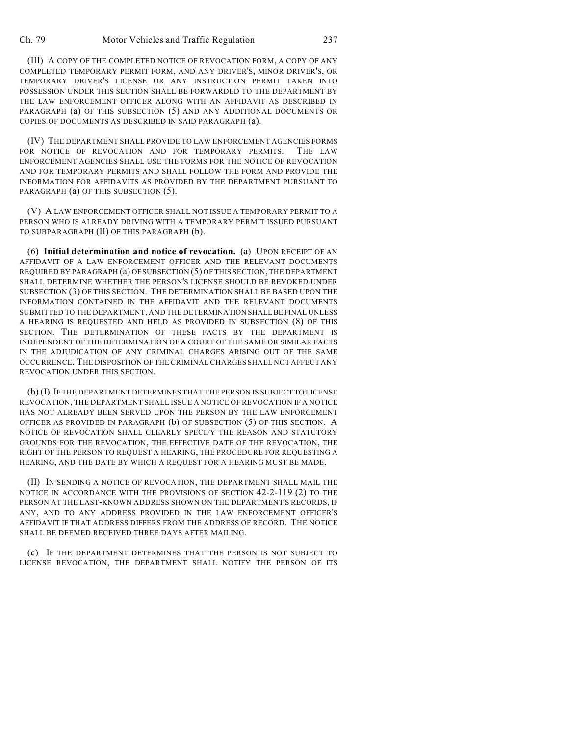(III) A COPY OF THE COMPLETED NOTICE OF REVOCATION FORM, A COPY OF ANY COMPLETED TEMPORARY PERMIT FORM, AND ANY DRIVER'S, MINOR DRIVER'S, OR TEMPORARY DRIVER'S LICENSE OR ANY INSTRUCTION PERMIT TAKEN INTO POSSESSION UNDER THIS SECTION SHALL BE FORWARDED TO THE DEPARTMENT BY THE LAW ENFORCEMENT OFFICER ALONG WITH AN AFFIDAVIT AS DESCRIBED IN PARAGRAPH (a) OF THIS SUBSECTION (5) AND ANY ADDITIONAL DOCUMENTS OR COPIES OF DOCUMENTS AS DESCRIBED IN SAID PARAGRAPH (a).

(IV) THE DEPARTMENT SHALL PROVIDE TO LAW ENFORCEMENT AGENCIES FORMS FOR NOTICE OF REVOCATION AND FOR TEMPORARY PERMITS. THE LAW ENFORCEMENT AGENCIES SHALL USE THE FORMS FOR THE NOTICE OF REVOCATION AND FOR TEMPORARY PERMITS AND SHALL FOLLOW THE FORM AND PROVIDE THE INFORMATION FOR AFFIDAVITS AS PROVIDED BY THE DEPARTMENT PURSUANT TO PARAGRAPH (a) OF THIS SUBSECTION (5).

(V) A LAW ENFORCEMENT OFFICER SHALL NOT ISSUE A TEMPORARY PERMIT TO A PERSON WHO IS ALREADY DRIVING WITH A TEMPORARY PERMIT ISSUED PURSUANT TO SUBPARAGRAPH (II) OF THIS PARAGRAPH (b).

(6) **Initial determination and notice of revocation.** (a) UPON RECEIPT OF AN AFFIDAVIT OF A LAW ENFORCEMENT OFFICER AND THE RELEVANT DOCUMENTS REQUIRED BY PARAGRAPH (a) OF SUBSECTION (5) OF THIS SECTION, THE DEPARTMENT SHALL DETERMINE WHETHER THE PERSON'S LICENSE SHOULD BE REVOKED UNDER SUBSECTION (3) OF THIS SECTION. THE DETERMINATION SHALL BE BASED UPON THE INFORMATION CONTAINED IN THE AFFIDAVIT AND THE RELEVANT DOCUMENTS SUBMITTED TO THE DEPARTMENT, AND THE DETERMINATION SHALL BE FINAL UNLESS A HEARING IS REQUESTED AND HELD AS PROVIDED IN SUBSECTION (8) OF THIS SECTION. THE DETERMINATION OF THESE FACTS BY THE DEPARTMENT IS INDEPENDENT OF THE DETERMINATION OF A COURT OF THE SAME OR SIMILAR FACTS IN THE ADJUDICATION OF ANY CRIMINAL CHARGES ARISING OUT OF THE SAME OCCURRENCE. THE DISPOSITION OF THE CRIMINAL CHARGES SHALL NOT AFFECT ANY REVOCATION UNDER THIS SECTION.

(b) (I) IF THE DEPARTMENT DETERMINES THAT THE PERSON IS SUBJECT TO LICENSE REVOCATION, THE DEPARTMENT SHALL ISSUE A NOTICE OF REVOCATION IF A NOTICE HAS NOT ALREADY BEEN SERVED UPON THE PERSON BY THE LAW ENFORCEMENT OFFICER AS PROVIDED IN PARAGRAPH (b) OF SUBSECTION (5) OF THIS SECTION. A NOTICE OF REVOCATION SHALL CLEARLY SPECIFY THE REASON AND STATUTORY GROUNDS FOR THE REVOCATION, THE EFFECTIVE DATE OF THE REVOCATION, THE RIGHT OF THE PERSON TO REQUEST A HEARING, THE PROCEDURE FOR REQUESTING A HEARING, AND THE DATE BY WHICH A REQUEST FOR A HEARING MUST BE MADE.

(II) IN SENDING A NOTICE OF REVOCATION, THE DEPARTMENT SHALL MAIL THE NOTICE IN ACCORDANCE WITH THE PROVISIONS OF SECTION 42-2-119 (2) TO THE PERSON AT THE LAST-KNOWN ADDRESS SHOWN ON THE DEPARTMENT'S RECORDS, IF ANY, AND TO ANY ADDRESS PROVIDED IN THE LAW ENFORCEMENT OFFICER'S AFFIDAVIT IF THAT ADDRESS DIFFERS FROM THE ADDRESS OF RECORD. THE NOTICE SHALL BE DEEMED RECEIVED THREE DAYS AFTER MAILING.

(c) IF THE DEPARTMENT DETERMINES THAT THE PERSON IS NOT SUBJECT TO LICENSE REVOCATION, THE DEPARTMENT SHALL NOTIFY THE PERSON OF ITS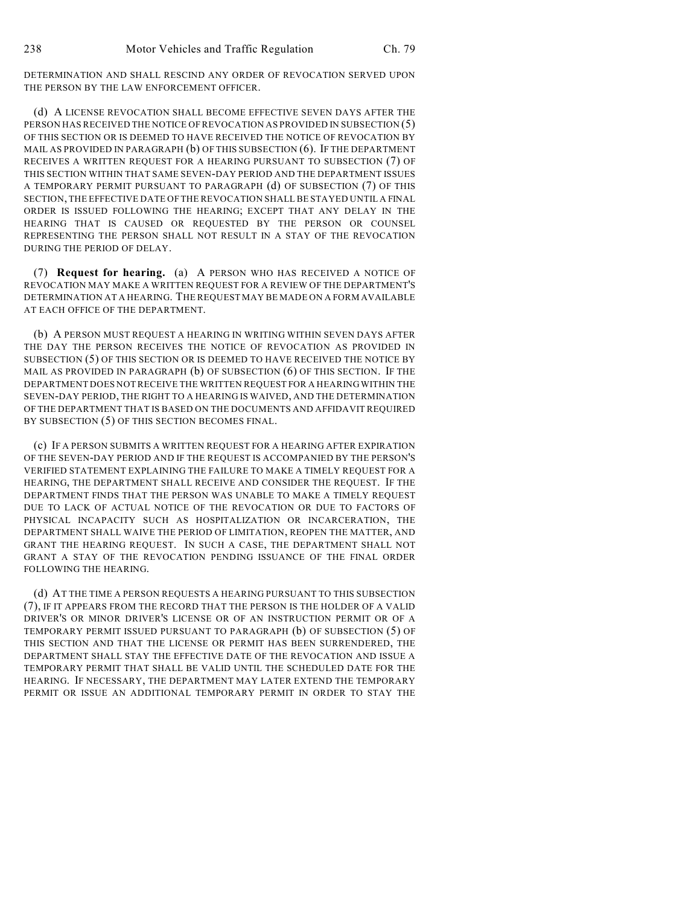DETERMINATION AND SHALL RESCIND ANY ORDER OF REVOCATION SERVED UPON THE PERSON BY THE LAW ENFORCEMENT OFFICER.

(d) A LICENSE REVOCATION SHALL BECOME EFFECTIVE SEVEN DAYS AFTER THE PERSON HAS RECEIVED THE NOTICE OF REVOCATION AS PROVIDED IN SUBSECTION (5) OF THIS SECTION OR IS DEEMED TO HAVE RECEIVED THE NOTICE OF REVOCATION BY MAIL AS PROVIDED IN PARAGRAPH (b) OF THIS SUBSECTION (6). IF THE DEPARTMENT RECEIVES A WRITTEN REQUEST FOR A HEARING PURSUANT TO SUBSECTION (7) OF THIS SECTION WITHIN THAT SAME SEVEN-DAY PERIOD AND THE DEPARTMENT ISSUES A TEMPORARY PERMIT PURSUANT TO PARAGRAPH (d) OF SUBSECTION (7) OF THIS SECTION, THE EFFECTIVE DATE OF THE REVOCATION SHALL BE STAYED UNTIL A FINAL ORDER IS ISSUED FOLLOWING THE HEARING; EXCEPT THAT ANY DELAY IN THE HEARING THAT IS CAUSED OR REQUESTED BY THE PERSON OR COUNSEL REPRESENTING THE PERSON SHALL NOT RESULT IN A STAY OF THE REVOCATION DURING THE PERIOD OF DELAY.

(7) **Request for hearing.** (a) A PERSON WHO HAS RECEIVED A NOTICE OF REVOCATION MAY MAKE A WRITTEN REQUEST FOR A REVIEW OF THE DEPARTMENT'S DETERMINATION AT A HEARING. THE REQUEST MAY BE MADE ON A FORM AVAILABLE AT EACH OFFICE OF THE DEPARTMENT.

(b) A PERSON MUST REQUEST A HEARING IN WRITING WITHIN SEVEN DAYS AFTER THE DAY THE PERSON RECEIVES THE NOTICE OF REVOCATION AS PROVIDED IN SUBSECTION (5) OF THIS SECTION OR IS DEEMED TO HAVE RECEIVED THE NOTICE BY MAIL AS PROVIDED IN PARAGRAPH (b) OF SUBSECTION (6) OF THIS SECTION. IF THE DEPARTMENT DOES NOT RECEIVE THE WRITTEN REQUEST FOR A HEARING WITHIN THE SEVEN-DAY PERIOD, THE RIGHT TO A HEARING IS WAIVED, AND THE DETERMINATION OF THE DEPARTMENT THAT IS BASED ON THE DOCUMENTS AND AFFIDAVIT REQUIRED BY SUBSECTION (5) OF THIS SECTION BECOMES FINAL.

(c) IF A PERSON SUBMITS A WRITTEN REQUEST FOR A HEARING AFTER EXPIRATION OF THE SEVEN-DAY PERIOD AND IF THE REQUEST IS ACCOMPANIED BY THE PERSON'S VERIFIED STATEMENT EXPLAINING THE FAILURE TO MAKE A TIMELY REQUEST FOR A HEARING, THE DEPARTMENT SHALL RECEIVE AND CONSIDER THE REQUEST. IF THE DEPARTMENT FINDS THAT THE PERSON WAS UNABLE TO MAKE A TIMELY REQUEST DUE TO LACK OF ACTUAL NOTICE OF THE REVOCATION OR DUE TO FACTORS OF PHYSICAL INCAPACITY SUCH AS HOSPITALIZATION OR INCARCERATION, THE DEPARTMENT SHALL WAIVE THE PERIOD OF LIMITATION, REOPEN THE MATTER, AND GRANT THE HEARING REQUEST. IN SUCH A CASE, THE DEPARTMENT SHALL NOT GRANT A STAY OF THE REVOCATION PENDING ISSUANCE OF THE FINAL ORDER FOLLOWING THE HEARING.

(d) AT THE TIME A PERSON REQUESTS A HEARING PURSUANT TO THIS SUBSECTION (7), IF IT APPEARS FROM THE RECORD THAT THE PERSON IS THE HOLDER OF A VALID DRIVER'S OR MINOR DRIVER'S LICENSE OR OF AN INSTRUCTION PERMIT OR OF A TEMPORARY PERMIT ISSUED PURSUANT TO PARAGRAPH (b) OF SUBSECTION (5) OF THIS SECTION AND THAT THE LICENSE OR PERMIT HAS BEEN SURRENDERED, THE DEPARTMENT SHALL STAY THE EFFECTIVE DATE OF THE REVOCATION AND ISSUE A TEMPORARY PERMIT THAT SHALL BE VALID UNTIL THE SCHEDULED DATE FOR THE HEARING. IF NECESSARY, THE DEPARTMENT MAY LATER EXTEND THE TEMPORARY PERMIT OR ISSUE AN ADDITIONAL TEMPORARY PERMIT IN ORDER TO STAY THE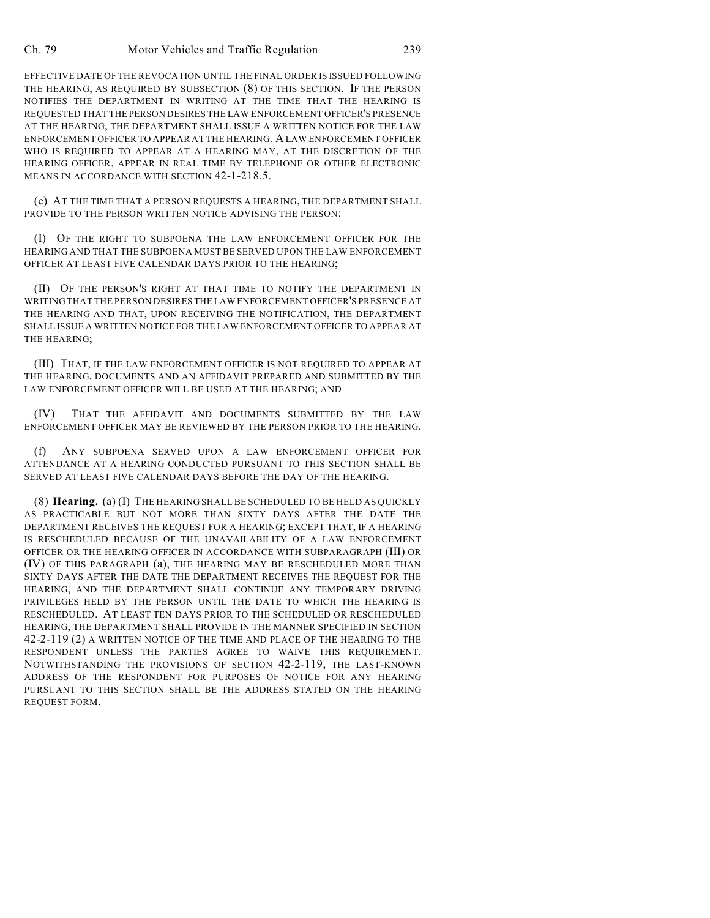EFFECTIVE DATE OF THE REVOCATION UNTIL THE FINAL ORDER IS ISSUED FOLLOWING THE HEARING, AS REQUIRED BY SUBSECTION (8) OF THIS SECTION. IF THE PERSON NOTIFIES THE DEPARTMENT IN WRITING AT THE TIME THAT THE HEARING IS REQUESTED THAT THE PERSON DESIRES THE LAW ENFORCEMENT OFFICER'S PRESENCE AT THE HEARING, THE DEPARTMENT SHALL ISSUE A WRITTEN NOTICE FOR THE LAW ENFORCEMENT OFFICER TO APPEAR AT THE HEARING. A LAW ENFORCEMENT OFFICER WHO IS REQUIRED TO APPEAR AT A HEARING MAY, AT THE DISCRETION OF THE HEARING OFFICER, APPEAR IN REAL TIME BY TELEPHONE OR OTHER ELECTRONIC MEANS IN ACCORDANCE WITH SECTION 42-1-218.5.

(e) AT THE TIME THAT A PERSON REQUESTS A HEARING, THE DEPARTMENT SHALL PROVIDE TO THE PERSON WRITTEN NOTICE ADVISING THE PERSON:

(I) OF THE RIGHT TO SUBPOENA THE LAW ENFORCEMENT OFFICER FOR THE HEARING AND THAT THE SUBPOENA MUST BE SERVED UPON THE LAW ENFORCEMENT OFFICER AT LEAST FIVE CALENDAR DAYS PRIOR TO THE HEARING;

(II) OF THE PERSON'S RIGHT AT THAT TIME TO NOTIFY THE DEPARTMENT IN WRITING THAT THE PERSON DESIRES THE LAW ENFORCEMENT OFFICER'S PRESENCE AT THE HEARING AND THAT, UPON RECEIVING THE NOTIFICATION, THE DEPARTMENT SHALL ISSUE A WRITTEN NOTICE FOR THE LAW ENFORCEMENT OFFICER TO APPEAR AT THE HEARING;

(III) THAT, IF THE LAW ENFORCEMENT OFFICER IS NOT REQUIRED TO APPEAR AT THE HEARING, DOCUMENTS AND AN AFFIDAVIT PREPARED AND SUBMITTED BY THE LAW ENFORCEMENT OFFICER WILL BE USED AT THE HEARING; AND

(IV) THAT THE AFFIDAVIT AND DOCUMENTS SUBMITTED BY THE LAW ENFORCEMENT OFFICER MAY BE REVIEWED BY THE PERSON PRIOR TO THE HEARING.

(f) ANY SUBPOENA SERVED UPON A LAW ENFORCEMENT OFFICER FOR ATTENDANCE AT A HEARING CONDUCTED PURSUANT TO THIS SECTION SHALL BE SERVED AT LEAST FIVE CALENDAR DAYS BEFORE THE DAY OF THE HEARING.

(8) **Hearing.** (a) (I) THE HEARING SHALL BE SCHEDULED TO BE HELD AS QUICKLY AS PRACTICABLE BUT NOT MORE THAN SIXTY DAYS AFTER THE DATE THE DEPARTMENT RECEIVES THE REQUEST FOR A HEARING; EXCEPT THAT, IF A HEARING IS RESCHEDULED BECAUSE OF THE UNAVAILABILITY OF A LAW ENFORCEMENT OFFICER OR THE HEARING OFFICER IN ACCORDANCE WITH SUBPARAGRAPH (III) OR (IV) OF THIS PARAGRAPH (a), THE HEARING MAY BE RESCHEDULED MORE THAN SIXTY DAYS AFTER THE DATE THE DEPARTMENT RECEIVES THE REQUEST FOR THE HEARING, AND THE DEPARTMENT SHALL CONTINUE ANY TEMPORARY DRIVING PRIVILEGES HELD BY THE PERSON UNTIL THE DATE TO WHICH THE HEARING IS RESCHEDULED. AT LEAST TEN DAYS PRIOR TO THE SCHEDULED OR RESCHEDULED HEARING, THE DEPARTMENT SHALL PROVIDE IN THE MANNER SPECIFIED IN SECTION 42-2-119 (2) A WRITTEN NOTICE OF THE TIME AND PLACE OF THE HEARING TO THE RESPONDENT UNLESS THE PARTIES AGREE TO WAIVE THIS REQUIREMENT. NOTWITHSTANDING THE PROVISIONS OF SECTION 42-2-119, THE LAST-KNOWN ADDRESS OF THE RESPONDENT FOR PURPOSES OF NOTICE FOR ANY HEARING PURSUANT TO THIS SECTION SHALL BE THE ADDRESS STATED ON THE HEARING REQUEST FORM.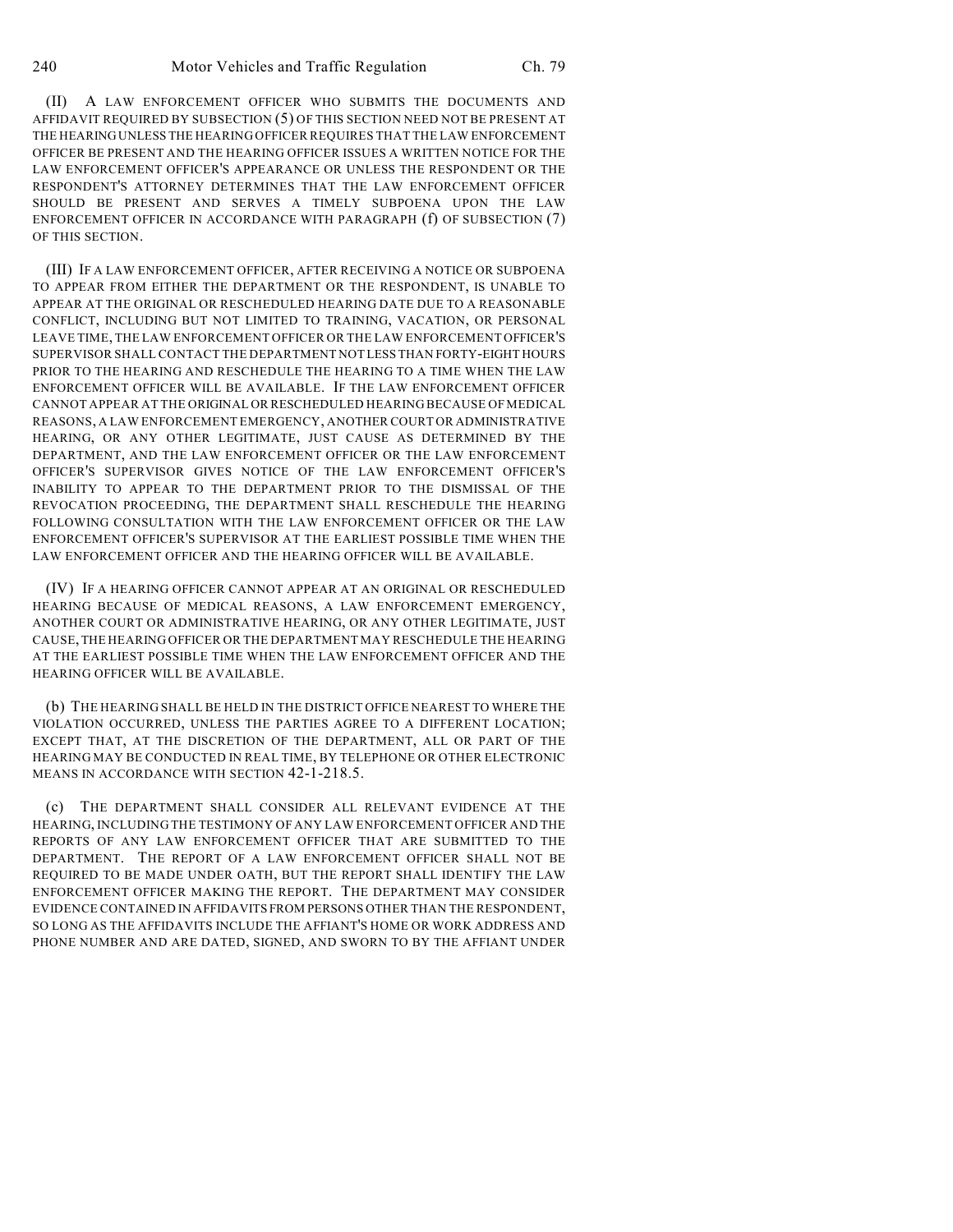(II) A LAW ENFORCEMENT OFFICER WHO SUBMITS THE DOCUMENTS AND AFFIDAVIT REQUIRED BY SUBSECTION (5) OF THIS SECTION NEED NOT BE PRESENT AT THE HEARING UNLESS THE HEARING OFFICER REQUIRES THAT THE LAW ENFORCEMENT OFFICER BE PRESENT AND THE HEARING OFFICER ISSUES A WRITTEN NOTICE FOR THE LAW ENFORCEMENT OFFICER'S APPEARANCE OR UNLESS THE RESPONDENT OR THE RESPONDENT'S ATTORNEY DETERMINES THAT THE LAW ENFORCEMENT OFFICER SHOULD BE PRESENT AND SERVES A TIMELY SUBPOENA UPON THE LAW ENFORCEMENT OFFICER IN ACCORDANCE WITH PARAGRAPH (f) OF SUBSECTION (7) OF THIS SECTION.

(III) IF A LAW ENFORCEMENT OFFICER, AFTER RECEIVING A NOTICE OR SUBPOENA TO APPEAR FROM EITHER THE DEPARTMENT OR THE RESPONDENT, IS UNABLE TO APPEAR AT THE ORIGINAL OR RESCHEDULED HEARING DATE DUE TO A REASONABLE CONFLICT, INCLUDING BUT NOT LIMITED TO TRAINING, VACATION, OR PERSONAL LEAVE TIME, THE LAW ENFORCEMENT OFFICER OR THE LAW ENFORCEMENT OFFICER'S SUPERVISOR SHALL CONTACT THE DEPARTMENT NOT LESS THAN FORTY-EIGHT HOURS PRIOR TO THE HEARING AND RESCHEDULE THE HEARING TO A TIME WHEN THE LAW ENFORCEMENT OFFICER WILL BE AVAILABLE. IF THE LAW ENFORCEMENT OFFICER CANNOT APPEAR AT THE ORIGINAL OR RESCHEDULED HEARING BECAUSE OF MEDICAL REASONS, A LAW ENFORCEMENT EMERGENCY, ANOTHER COURT OR ADMINISTRATIVE HEARING, OR ANY OTHER LEGITIMATE, JUST CAUSE AS DETERMINED BY THE DEPARTMENT, AND THE LAW ENFORCEMENT OFFICER OR THE LAW ENFORCEMENT OFFICER'S SUPERVISOR GIVES NOTICE OF THE LAW ENFORCEMENT OFFICER'S INABILITY TO APPEAR TO THE DEPARTMENT PRIOR TO THE DISMISSAL OF THE REVOCATION PROCEEDING, THE DEPARTMENT SHALL RESCHEDULE THE HEARING FOLLOWING CONSULTATION WITH THE LAW ENFORCEMENT OFFICER OR THE LAW ENFORCEMENT OFFICER'S SUPERVISOR AT THE EARLIEST POSSIBLE TIME WHEN THE LAW ENFORCEMENT OFFICER AND THE HEARING OFFICER WILL BE AVAILABLE.

(IV) IF A HEARING OFFICER CANNOT APPEAR AT AN ORIGINAL OR RESCHEDULED HEARING BECAUSE OF MEDICAL REASONS, A LAW ENFORCEMENT EMERGENCY, ANOTHER COURT OR ADMINISTRATIVE HEARING, OR ANY OTHER LEGITIMATE, JUST CAUSE, THE HEARING OFFICER OR THE DEPARTMENT MAY RESCHEDULE THE HEARING AT THE EARLIEST POSSIBLE TIME WHEN THE LAW ENFORCEMENT OFFICER AND THE HEARING OFFICER WILL BE AVAILABLE.

(b) THE HEARING SHALL BE HELD IN THE DISTRICT OFFICE NEAREST TO WHERE THE VIOLATION OCCURRED, UNLESS THE PARTIES AGREE TO A DIFFERENT LOCATION; EXCEPT THAT, AT THE DISCRETION OF THE DEPARTMENT, ALL OR PART OF THE HEARING MAY BE CONDUCTED IN REAL TIME, BY TELEPHONE OR OTHER ELECTRONIC MEANS IN ACCORDANCE WITH SECTION 42-1-218.5.

(c) THE DEPARTMENT SHALL CONSIDER ALL RELEVANT EVIDENCE AT THE HEARING, INCLUDING THE TESTIMONY OF ANY LAW ENFORCEMENT OFFICER AND THE REPORTS OF ANY LAW ENFORCEMENT OFFICER THAT ARE SUBMITTED TO THE DEPARTMENT. THE REPORT OF A LAW ENFORCEMENT OFFICER SHALL NOT BE REQUIRED TO BE MADE UNDER OATH, BUT THE REPORT SHALL IDENTIFY THE LAW ENFORCEMENT OFFICER MAKING THE REPORT. THE DEPARTMENT MAY CONSIDER EVIDENCE CONTAINED IN AFFIDAVITS FROM PERSONS OTHER THAN THE RESPONDENT, SO LONG AS THE AFFIDAVITS INCLUDE THE AFFIANT'S HOME OR WORK ADDRESS AND PHONE NUMBER AND ARE DATED, SIGNED, AND SWORN TO BY THE AFFIANT UNDER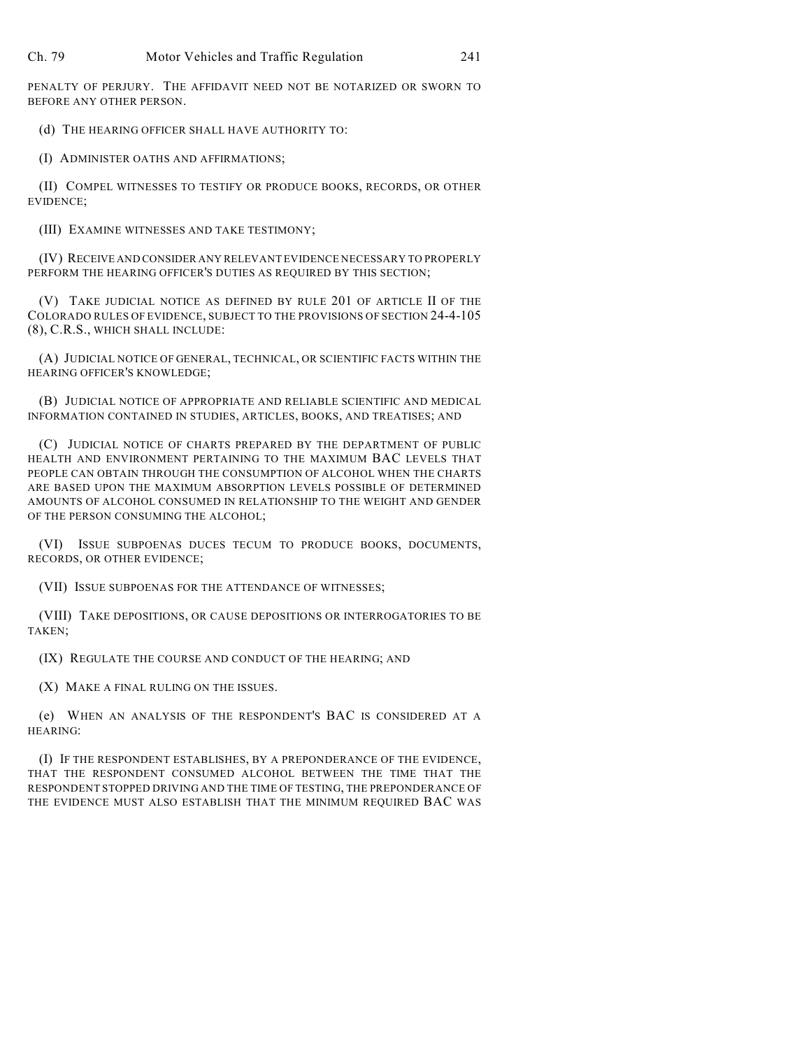PENALTY OF PERJURY. THE AFFIDAVIT NEED NOT BE NOTARIZED OR SWORN TO BEFORE ANY OTHER PERSON.

(d) THE HEARING OFFICER SHALL HAVE AUTHORITY TO:

(I) ADMINISTER OATHS AND AFFIRMATIONS;

(II) COMPEL WITNESSES TO TESTIFY OR PRODUCE BOOKS, RECORDS, OR OTHER EVIDENCE;

(III) EXAMINE WITNESSES AND TAKE TESTIMONY;

(IV) RECEIVE AND CONSIDER ANY RELEVANT EVIDENCE NECESSARY TO PROPERLY PERFORM THE HEARING OFFICER'S DUTIES AS REQUIRED BY THIS SECTION;

(V) TAKE JUDICIAL NOTICE AS DEFINED BY RULE 201 OF ARTICLE II OF THE COLORADO RULES OF EVIDENCE, SUBJECT TO THE PROVISIONS OF SECTION 24-4-105 (8), C.R.S., WHICH SHALL INCLUDE:

(A) JUDICIAL NOTICE OF GENERAL, TECHNICAL, OR SCIENTIFIC FACTS WITHIN THE HEARING OFFICER'S KNOWLEDGE;

(B) JUDICIAL NOTICE OF APPROPRIATE AND RELIABLE SCIENTIFIC AND MEDICAL INFORMATION CONTAINED IN STUDIES, ARTICLES, BOOKS, AND TREATISES; AND

(C) JUDICIAL NOTICE OF CHARTS PREPARED BY THE DEPARTMENT OF PUBLIC HEALTH AND ENVIRONMENT PERTAINING TO THE MAXIMUM BAC LEVELS THAT PEOPLE CAN OBTAIN THROUGH THE CONSUMPTION OF ALCOHOL WHEN THE CHARTS ARE BASED UPON THE MAXIMUM ABSORPTION LEVELS POSSIBLE OF DETERMINED AMOUNTS OF ALCOHOL CONSUMED IN RELATIONSHIP TO THE WEIGHT AND GENDER OF THE PERSON CONSUMING THE ALCOHOL;

(VI) ISSUE SUBPOENAS DUCES TECUM TO PRODUCE BOOKS, DOCUMENTS, RECORDS, OR OTHER EVIDENCE;

(VII) ISSUE SUBPOENAS FOR THE ATTENDANCE OF WITNESSES;

(VIII) TAKE DEPOSITIONS, OR CAUSE DEPOSITIONS OR INTERROGATORIES TO BE TAKEN;

(IX) REGULATE THE COURSE AND CONDUCT OF THE HEARING; AND

(X) MAKE A FINAL RULING ON THE ISSUES.

(e) WHEN AN ANALYSIS OF THE RESPONDENT'S BAC IS CONSIDERED AT A HEARING:

(I) IF THE RESPONDENT ESTABLISHES, BY A PREPONDERANCE OF THE EVIDENCE, THAT THE RESPONDENT CONSUMED ALCOHOL BETWEEN THE TIME THAT THE RESPONDENT STOPPED DRIVING AND THE TIME OF TESTING, THE PREPONDERANCE OF THE EVIDENCE MUST ALSO ESTABLISH THAT THE MINIMUM REQUIRED BAC WAS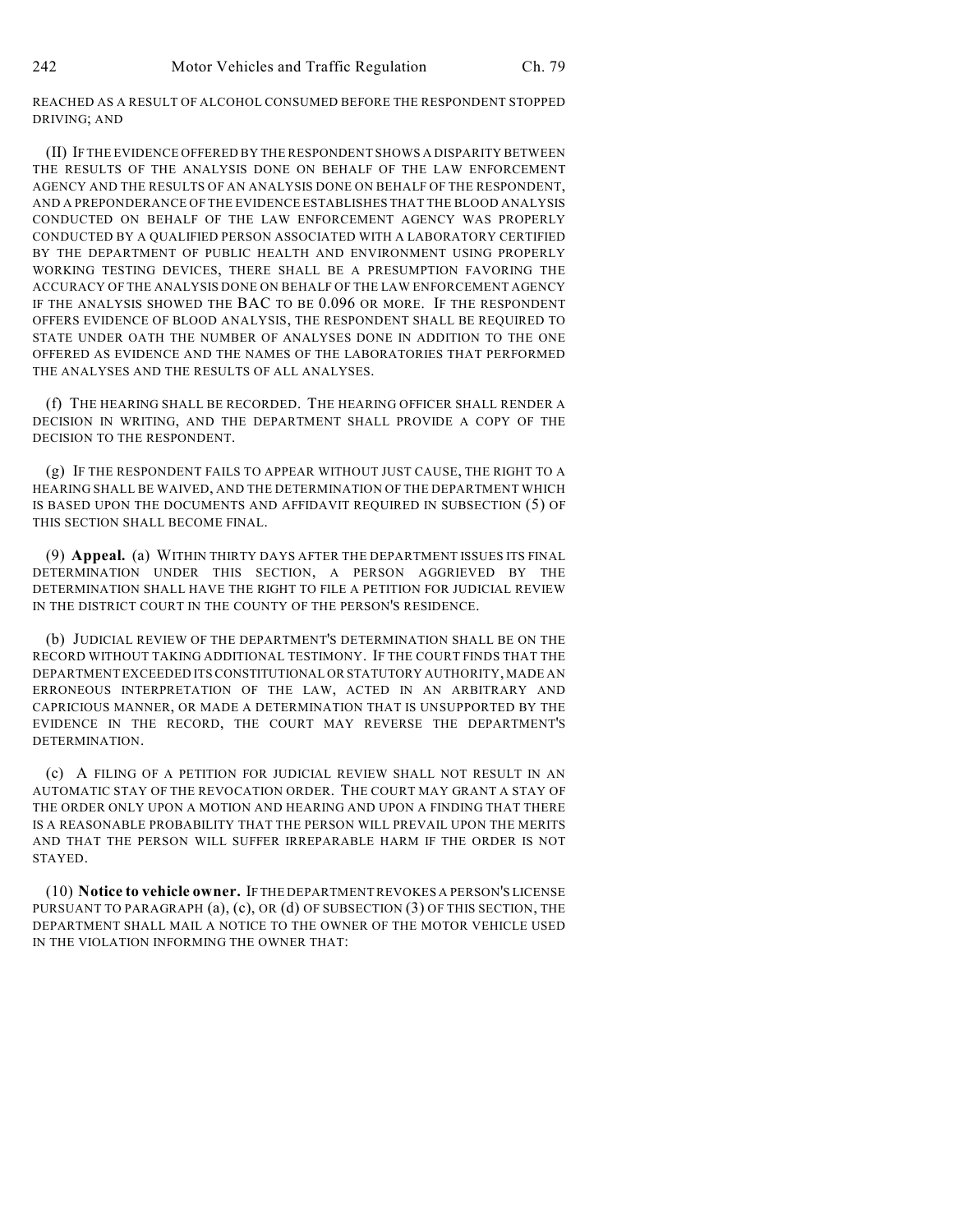REACHED AS A RESULT OF ALCOHOL CONSUMED BEFORE THE RESPONDENT STOPPED DRIVING; AND

(II) IF THE EVIDENCE OFFERED BY THE RESPONDENT SHOWS A DISPARITY BETWEEN THE RESULTS OF THE ANALYSIS DONE ON BEHALF OF THE LAW ENFORCEMENT AGENCY AND THE RESULTS OF AN ANALYSIS DONE ON BEHALF OF THE RESPONDENT, AND A PREPONDERANCE OF THE EVIDENCE ESTABLISHES THAT THE BLOOD ANALYSIS CONDUCTED ON BEHALF OF THE LAW ENFORCEMENT AGENCY WAS PROPERLY CONDUCTED BY A QUALIFIED PERSON ASSOCIATED WITH A LABORATORY CERTIFIED BY THE DEPARTMENT OF PUBLIC HEALTH AND ENVIRONMENT USING PROPERLY WORKING TESTING DEVICES, THERE SHALL BE A PRESUMPTION FAVORING THE ACCURACY OF THE ANALYSIS DONE ON BEHALF OF THE LAW ENFORCEMENT AGENCY IF THE ANALYSIS SHOWED THE BAC TO BE 0.096 OR MORE. IF THE RESPONDENT OFFERS EVIDENCE OF BLOOD ANALYSIS, THE RESPONDENT SHALL BE REQUIRED TO STATE UNDER OATH THE NUMBER OF ANALYSES DONE IN ADDITION TO THE ONE OFFERED AS EVIDENCE AND THE NAMES OF THE LABORATORIES THAT PERFORMED THE ANALYSES AND THE RESULTS OF ALL ANALYSES.

(f) THE HEARING SHALL BE RECORDED. THE HEARING OFFICER SHALL RENDER A DECISION IN WRITING, AND THE DEPARTMENT SHALL PROVIDE A COPY OF THE DECISION TO THE RESPONDENT.

(g) IF THE RESPONDENT FAILS TO APPEAR WITHOUT JUST CAUSE, THE RIGHT TO A HEARING SHALL BE WAIVED, AND THE DETERMINATION OF THE DEPARTMENT WHICH IS BASED UPON THE DOCUMENTS AND AFFIDAVIT REQUIRED IN SUBSECTION (5) OF THIS SECTION SHALL BECOME FINAL.

(9) **Appeal.** (a) WITHIN THIRTY DAYS AFTER THE DEPARTMENT ISSUES ITS FINAL DETERMINATION UNDER THIS SECTION, A PERSON AGGRIEVED BY THE DETERMINATION SHALL HAVE THE RIGHT TO FILE A PETITION FOR JUDICIAL REVIEW IN THE DISTRICT COURT IN THE COUNTY OF THE PERSON'S RESIDENCE.

(b) JUDICIAL REVIEW OF THE DEPARTMENT'S DETERMINATION SHALL BE ON THE RECORD WITHOUT TAKING ADDITIONAL TESTIMONY. IF THE COURT FINDS THAT THE DEPARTMENT EXCEEDED ITS CONSTITUTIONAL OR STATUTORY AUTHORITY, MADE AN ERRONEOUS INTERPRETATION OF THE LAW, ACTED IN AN ARBITRARY AND CAPRICIOUS MANNER, OR MADE A DETERMINATION THAT IS UNSUPPORTED BY THE EVIDENCE IN THE RECORD, THE COURT MAY REVERSE THE DEPARTMENT'S DETERMINATION.

(c) A FILING OF A PETITION FOR JUDICIAL REVIEW SHALL NOT RESULT IN AN AUTOMATIC STAY OF THE REVOCATION ORDER. THE COURT MAY GRANT A STAY OF THE ORDER ONLY UPON A MOTION AND HEARING AND UPON A FINDING THAT THERE IS A REASONABLE PROBABILITY THAT THE PERSON WILL PREVAIL UPON THE MERITS AND THAT THE PERSON WILL SUFFER IRREPARABLE HARM IF THE ORDER IS NOT STAYED.

(10) **Notice to vehicle owner.** IF THE DEPARTMENT REVOKES A PERSON'S LICENSE PURSUANT TO PARAGRAPH (a), (c), OR (d) OF SUBSECTION (3) OF THIS SECTION, THE DEPARTMENT SHALL MAIL A NOTICE TO THE OWNER OF THE MOTOR VEHICLE USED IN THE VIOLATION INFORMING THE OWNER THAT: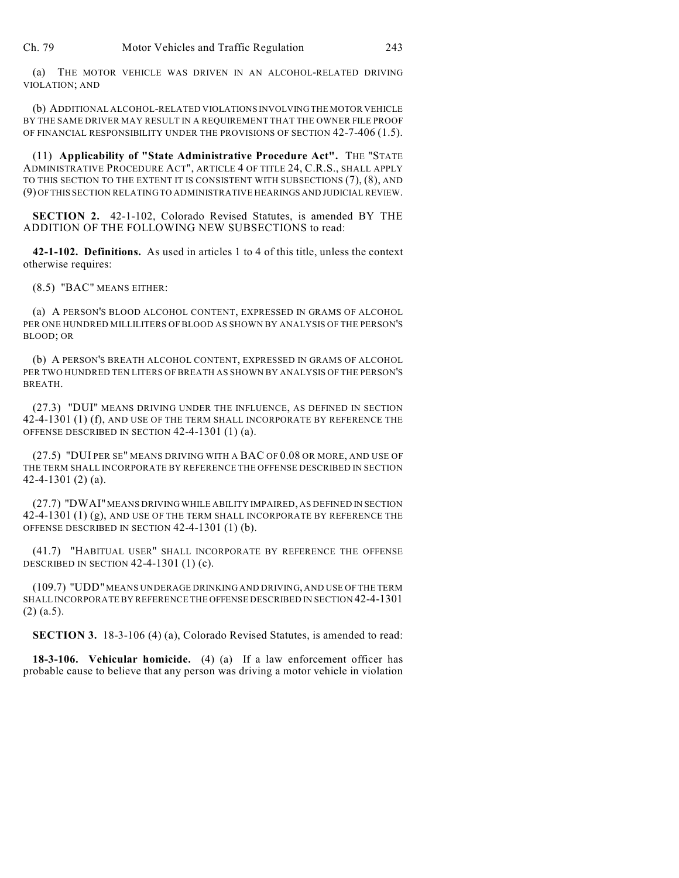(a) THE MOTOR VEHICLE WAS DRIVEN IN AN ALCOHOL-RELATED DRIVING VIOLATION; AND

(b) ADDITIONAL ALCOHOL-RELATED VIOLATIONS INVOLVING THE MOTOR VEHICLE BY THE SAME DRIVER MAY RESULT IN A REQUIREMENT THAT THE OWNER FILE PROOF OF FINANCIAL RESPONSIBILITY UNDER THE PROVISIONS OF SECTION 42-7-406 (1.5).

(11) **Applicability of "State Administrative Procedure Act".** THE "STATE ADMINISTRATIVE PROCEDURE ACT", ARTICLE 4 OF TITLE 24, C.R.S., SHALL APPLY TO THIS SECTION TO THE EXTENT IT IS CONSISTENT WITH SUBSECTIONS (7), (8), AND (9) OF THIS SECTION RELATING TO ADMINISTRATIVE HEARINGS AND JUDICIAL REVIEW.

**SECTION 2.** 42-1-102, Colorado Revised Statutes, is amended BY THE ADDITION OF THE FOLLOWING NEW SUBSECTIONS to read:

**42-1-102. Definitions.** As used in articles 1 to 4 of this title, unless the context otherwise requires:

(8.5) "BAC" MEANS EITHER:

(a) A PERSON'S BLOOD ALCOHOL CONTENT, EXPRESSED IN GRAMS OF ALCOHOL PER ONE HUNDRED MILLILITERS OF BLOOD AS SHOWN BY ANALYSIS OF THE PERSON'S BLOOD; OR

(b) A PERSON'S BREATH ALCOHOL CONTENT, EXPRESSED IN GRAMS OF ALCOHOL PER TWO HUNDRED TEN LITERS OF BREATH AS SHOWN BY ANALYSIS OF THE PERSON'S BREATH.

(27.3) "DUI" MEANS DRIVING UNDER THE INFLUENCE, AS DEFINED IN SECTION 42-4-1301 (1) (f), AND USE OF THE TERM SHALL INCORPORATE BY REFERENCE THE OFFENSE DESCRIBED IN SECTION 42-4-1301 (1) (a).

(27.5) "DUI PER SE" MEANS DRIVING WITH A BAC OF 0.08 OR MORE, AND USE OF THE TERM SHALL INCORPORATE BY REFERENCE THE OFFENSE DESCRIBED IN SECTION 42-4-1301 (2) (a).

(27.7) "DWAI" MEANS DRIVING WHILE ABILITY IMPAIRED, AS DEFINED IN SECTION 42-4-1301 (1) (g), AND USE OF THE TERM SHALL INCORPORATE BY REFERENCE THE OFFENSE DESCRIBED IN SECTION 42-4-1301 (1) (b).

(41.7) "HABITUAL USER" SHALL INCORPORATE BY REFERENCE THE OFFENSE DESCRIBED IN SECTION 42-4-1301 (1) (c).

(109.7) "UDD" MEANS UNDERAGE DRINKING AND DRIVING, AND USE OF THE TERM SHALL INCORPORATE BY REFERENCE THE OFFENSE DESCRIBED IN SECTION 42-4-1301 (2) (a.5).

**SECTION 3.** 18-3-106 (4) (a), Colorado Revised Statutes, is amended to read:

**18-3-106. Vehicular homicide.** (4) (a) If a law enforcement officer has probable cause to believe that any person was driving a motor vehicle in violation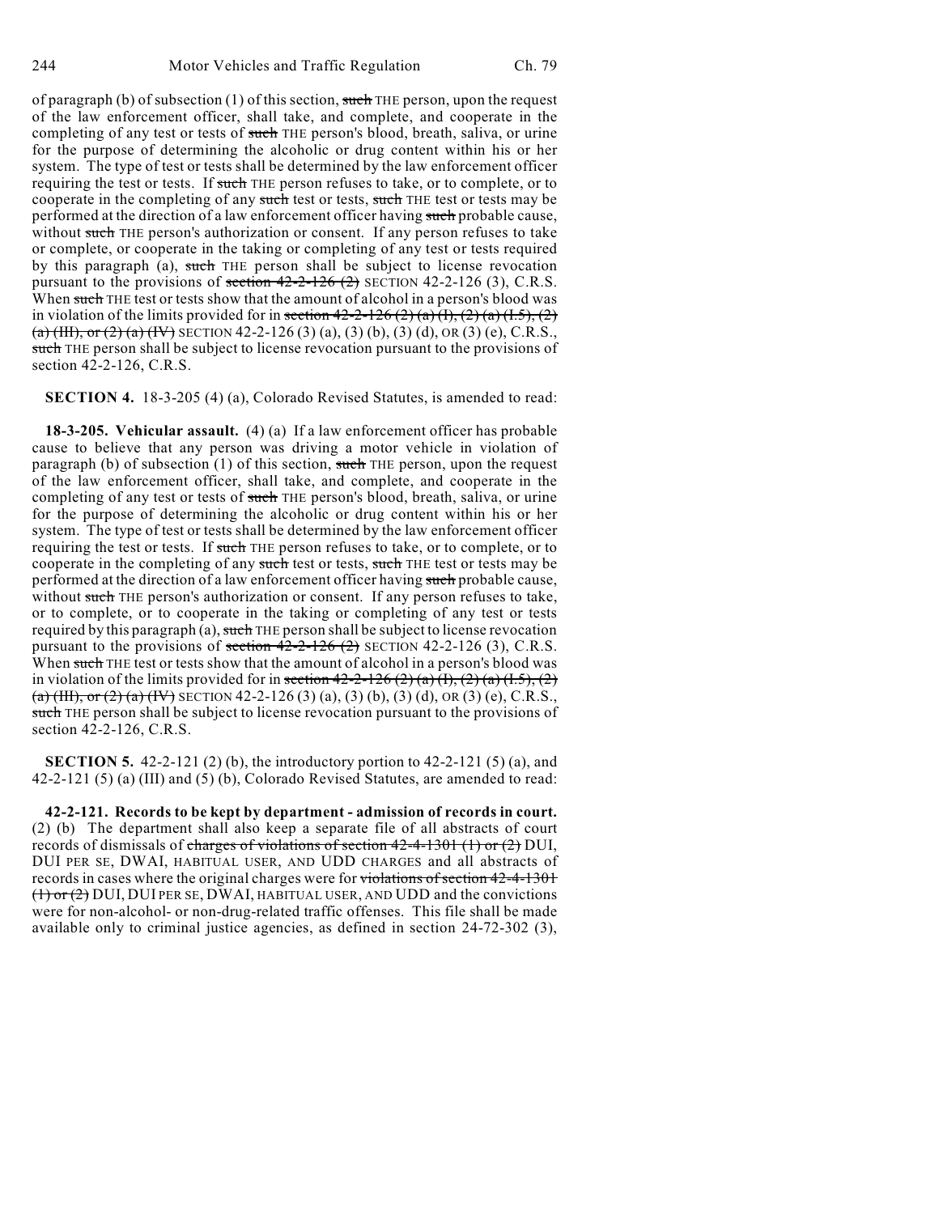of paragraph (b) of subsection (1) of this section, ~~such~~ THE person, upon the request of the law enforcement officer, shall take, and complete, and cooperate in the completing of any test or tests of ~~such~~ THE person's blood, breath, saliva, or urine for the purpose of determining the alcoholic or drug content within his or her system. The type of test or tests shall be determined by the law enforcement officer requiring the test or tests. If ~~such~~ THE person refuses to take, or to complete, or to cooperate in the completing of any ~~such~~ test or tests, ~~such~~ THE test or tests may be performed at the direction of a law enforcement officer having ~~such~~ probable cause, without ~~such~~ THE person's authorization or consent. If any person refuses to take or complete, or cooperate in the taking or completing of any test or tests required by this paragraph (a), ~~such~~ THE person shall be subject to license revocation pursuant to the provisions of ~~section 42-2-126 (2)~~ SECTION 42-2-126 (3), C.R.S. When ~~such~~ THE test or tests show that the amount of alcohol in a person's blood was in violation of the limits provided for in ~~section 42-2-126 (2) (a) (I), (2) (a) (I.5), (2) (a) (III), or (2) (a) (IV)~~ SECTION 42-2-126 (3) (a), (3) (b), (3) (d), OR (3) (e), C.R.S., ~~such~~ THE person shall be subject to license revocation pursuant to the provisions of section 42-2-126, C.R.S.

**SECTION 4.** 18-3-205 (4) (a), Colorado Revised Statutes, is amended to read:

**18-3-205. Vehicular assault.** (4) (a) If a law enforcement officer has probable cause to believe that any person was driving a motor vehicle in violation of paragraph (b) of subsection (1) of this section, ~~such~~ THE person, upon the request of the law enforcement officer, shall take, and complete, and cooperate in the completing of any test or tests of ~~such~~ THE person's blood, breath, saliva, or urine for the purpose of determining the alcoholic or drug content within his or her system. The type of test or tests shall be determined by the law enforcement officer requiring the test or tests. If ~~such~~ THE person refuses to take, or to complete, or to cooperate in the completing of any ~~such~~ test or tests, ~~such~~ THE test or tests may be performed at the direction of a law enforcement officer having ~~such~~ probable cause, without ~~such~~ THE person's authorization or consent. If any person refuses to take, or to complete, or to cooperate in the taking or completing of any test or tests required by this paragraph (a), ~~such~~ THE person shall be subject to license revocation pursuant to the provisions of ~~section 42-2-126 (2)~~ SECTION 42-2-126 (3), C.R.S. When ~~such~~ THE test or tests show that the amount of alcohol in a person's blood was in violation of the limits provided for in ~~section 42-2-126 (2) (a) (I), (2) (a) (I.5), (2) (a) (III), or (2) (a) (IV)~~ SECTION 42-2-126 (3) (a), (3) (b), (3) (d), OR (3) (e), C.R.S., ~~such~~ THE person shall be subject to license revocation pursuant to the provisions of section 42-2-126, C.R.S.

**SECTION 5.** 42-2-121 (2) (b), the introductory portion to 42-2-121 (5) (a), and 42-2-121 (5) (a) (III) and (5) (b), Colorado Revised Statutes, are amended to read:

**42-2-121. Records to be kept by department - admission of records in court.** (2) (b) The department shall also keep a separate file of all abstracts of court records of dismissals of ~~charges of violations of section 42-4-1301 (1) or (2)~~ DUI, DUI PER SE, DWAI, HABITUAL USER, AND UDD CHARGES and all abstracts of records in cases where the original charges were for ~~violations of section 42-4-1301 (1) or (2)~~ DUI, DUI PER SE, DWAI, HABITUAL USER, AND UDD and the convictions were for non-alcohol- or non-drug-related traffic offenses. This file shall be made available only to criminal justice agencies, as defined in section 24-72-302 (3),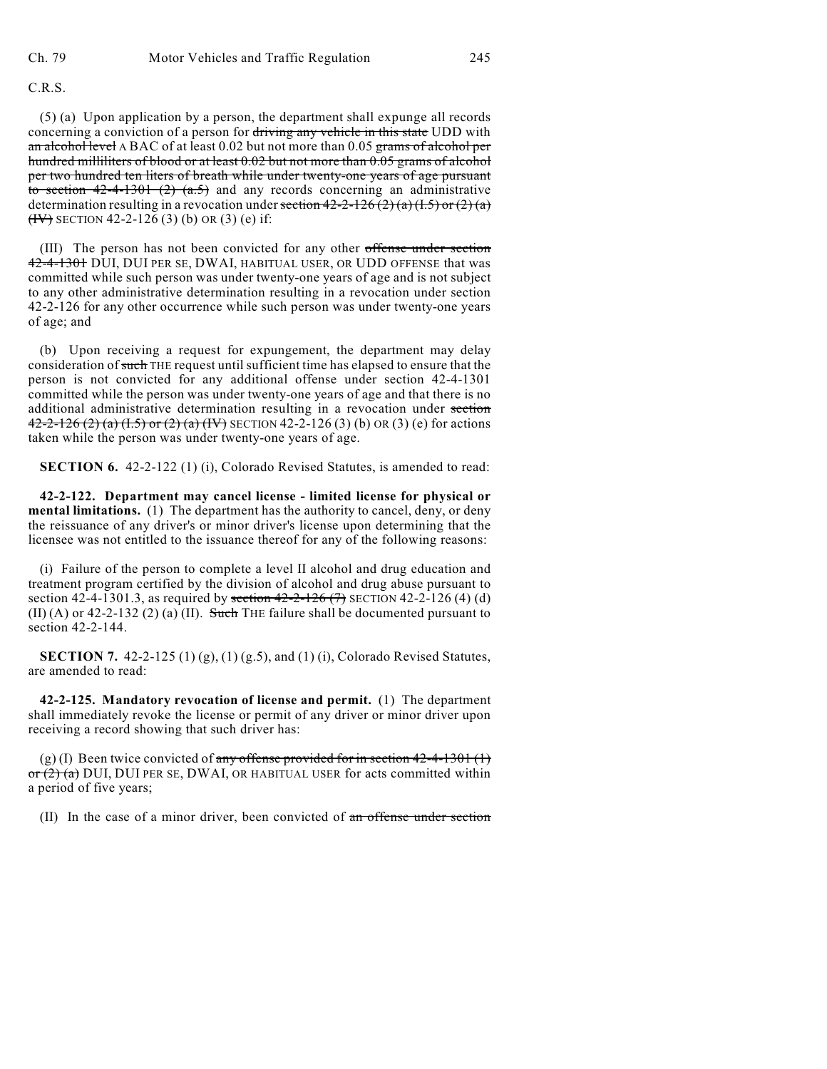C.R.S.

(5) (a) Upon application by a person, the department shall expunge all records concerning a conviction of a person for ~~driving any vehicle in this state~~ UDD with ~~an alcohol level~~ A BAC of at least 0.02 but not more than 0.05 ~~grams of alcohol per hundred milliliters of blood or at least 0.02 but not more than 0.05 grams of alcohol per two hundred ten liters of breath while under twenty-one years of age pursuant to section 42-4-1301 (2) (a.5)~~ and any records concerning an administrative determination resulting in a revocation under ~~section 42-2-126 (2) (a) (I.5) or (2) (a) (IV)~~ SECTION 42-2-126 (3) (b) OR (3) (e) if:

(III) The person has not been convicted for any other ~~offense under section 42-4-1301~~ DUI, DUI PER SE, DWAI, HABITUAL USER, OR UDD OFFENSE that was committed while such person was under twenty-one years of age and is not subject to any other administrative determination resulting in a revocation under section 42-2-126 for any other occurrence while such person was under twenty-one years of age; and

(b) Upon receiving a request for expungement, the department may delay consideration of ~~such~~ THE request until sufficient time has elapsed to ensure that the person is not convicted for any additional offense under section 42-4-1301 committed while the person was under twenty-one years of age and that there is no additional administrative determination resulting in a revocation under ~~section 42-2-126 (2) (a) (I.5) or (2) (a) (IV)~~ SECTION 42-2-126 (3) (b) OR (3) (e) for actions taken while the person was under twenty-one years of age.

**SECTION 6.** 42-2-122 (1) (i), Colorado Revised Statutes, is amended to read:

**42-2-122. Department may cancel license - limited license for physical or mental limitations.** (1) The department has the authority to cancel, deny, or deny the reissuance of any driver's or minor driver's license upon determining that the licensee was not entitled to the issuance thereof for any of the following reasons:

(i) Failure of the person to complete a level II alcohol and drug education and treatment program certified by the division of alcohol and drug abuse pursuant to section 42-4-1301.3, as required by ~~section 42-2-126 (7)~~ SECTION 42-2-126 (4) (d) (II) (A) or 42-2-132 (2) (a) (II). ~~Such~~ THE failure shall be documented pursuant to section 42-2-144.

**SECTION 7.** 42-2-125 (1) (g), (1) (g.5), and (1) (i), Colorado Revised Statutes, are amended to read:

**42-2-125. Mandatory revocation of license and permit.** (1) The department shall immediately revoke the license or permit of any driver or minor driver upon receiving a record showing that such driver has:

(g) (I) Been twice convicted of ~~any offense provided for in section 42-4-1301 (1) or (2) (a)~~ DUI, DUI PER SE, DWAI, OR HABITUAL USER for acts committed within a period of five years;

(II) In the case of a minor driver, been convicted of ~~an offense under section~~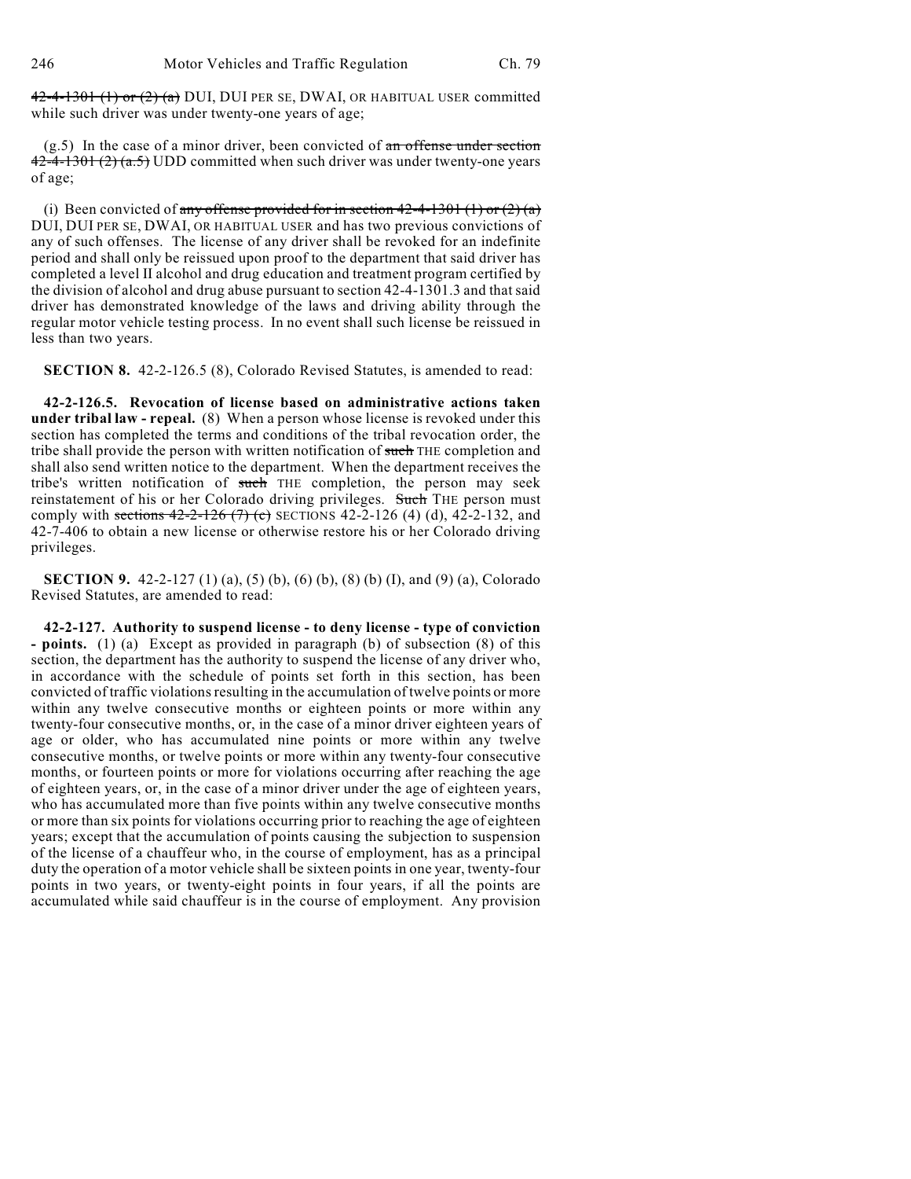~~42-4-1301 (1) or (2) (a)~~ DUI, DUI PER SE, DWAI, OR HABITUAL USER committed while such driver was under twenty-one years of age;

(g.5) In the case of a minor driver, been convicted of ~~an offense under section 42-4-1301 (2) (a.5)~~ UDD committed when such driver was under twenty-one years of age;

(i) Been convicted of ~~any offense provided for in section 42-4-1301 (1) or (2) (a)~~ DUI, DUI PER SE, DWAI, OR HABITUAL USER and has two previous convictions of any of such offenses. The license of any driver shall be revoked for an indefinite period and shall only be reissued upon proof to the department that said driver has completed a level II alcohol and drug education and treatment program certified by the division of alcohol and drug abuse pursuant to section 42-4-1301.3 and that said driver has demonstrated knowledge of the laws and driving ability through the regular motor vehicle testing process. In no event shall such license be reissued in less than two years.

**SECTION 8.** 42-2-126.5 (8), Colorado Revised Statutes, is amended to read:

**42-2-126.5. Revocation of license based on administrative actions taken under tribal law - repeal.** (8) When a person whose license is revoked under this section has completed the terms and conditions of the tribal revocation order, the tribe shall provide the person with written notification of ~~such~~ THE completion and shall also send written notice to the department. When the department receives the tribe's written notification of ~~such~~ THE completion, the person may seek reinstatement of his or her Colorado driving privileges. ~~Such~~ THE person must comply with ~~sections 42-2-126 (7) (c)~~ SECTIONS 42-2-126 (4) (d), 42-2-132, and 42-7-406 to obtain a new license or otherwise restore his or her Colorado driving privileges.

**SECTION 9.** 42-2-127 (1) (a), (5) (b), (6) (b), (8) (b) (I), and (9) (a), Colorado Revised Statutes, are amended to read:

**42-2-127. Authority to suspend license - to deny license - type of conviction - points.** (1) (a) Except as provided in paragraph (b) of subsection (8) of this section, the department has the authority to suspend the license of any driver who, in accordance with the schedule of points set forth in this section, has been convicted of traffic violations resulting in the accumulation of twelve points or more within any twelve consecutive months or eighteen points or more within any twenty-four consecutive months, or, in the case of a minor driver eighteen years of age or older, who has accumulated nine points or more within any twelve consecutive months, or twelve points or more within any twenty-four consecutive months, or fourteen points or more for violations occurring after reaching the age of eighteen years, or, in the case of a minor driver under the age of eighteen years, who has accumulated more than five points within any twelve consecutive months or more than six points for violations occurring prior to reaching the age of eighteen years; except that the accumulation of points causing the subjection to suspension of the license of a chauffeur who, in the course of employment, has as a principal duty the operation of a motor vehicle shall be sixteen points in one year, twenty-four points in two years, or twenty-eight points in four years, if all the points are accumulated while said chauffeur is in the course of employment. Any provision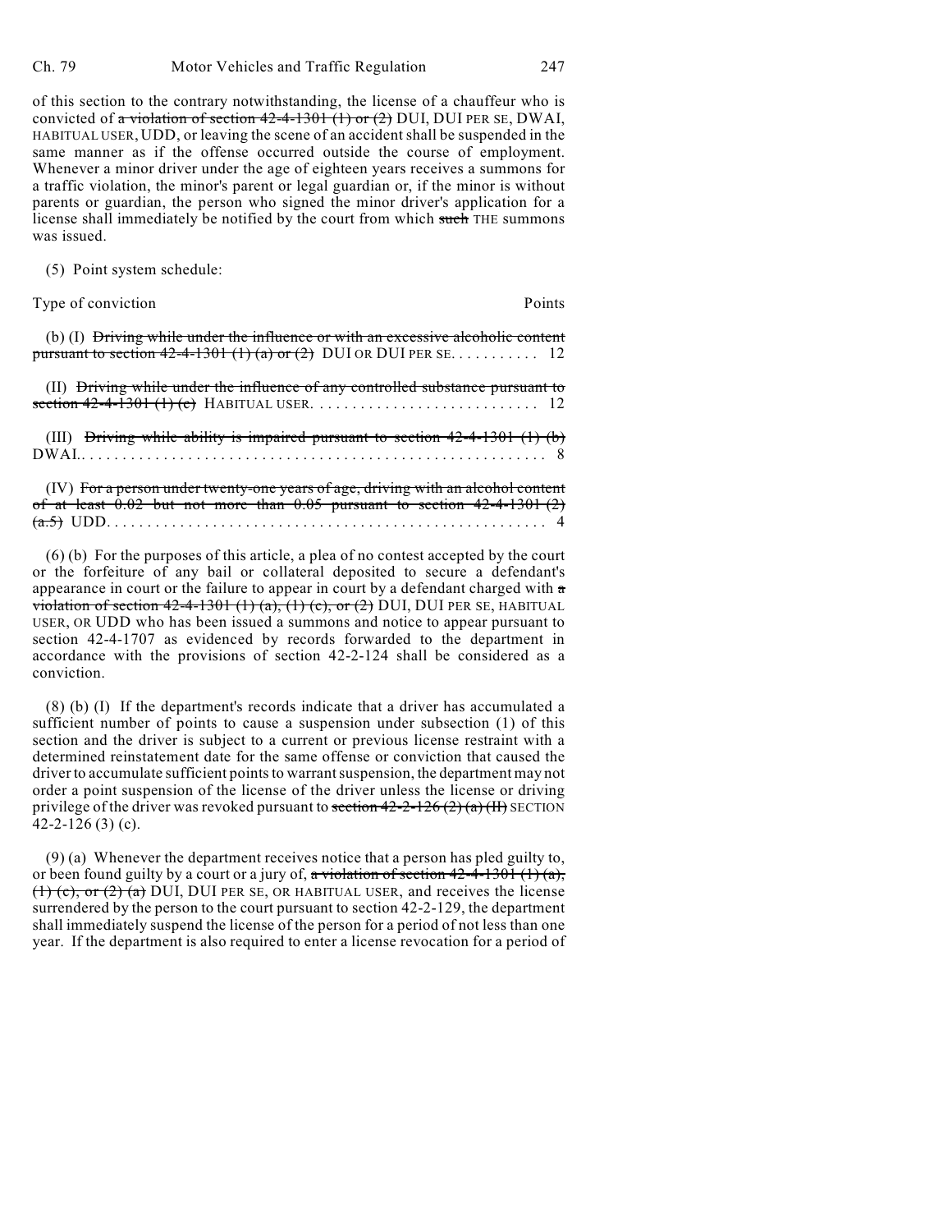of this section to the contrary notwithstanding, the license of a chauffeur who is convicted of ~~a violation of section 42-4-1301 (1) or (2)~~ DUI, DUI PER SE, DWAI, HABITUAL USER, UDD, or leaving the scene of an accident shall be suspended in the same manner as if the offense occurred outside the course of employment. Whenever a minor driver under the age of eighteen years receives a summons for a traffic violation, the minor's parent or legal guardian or, if the minor is without parents or guardian, the person who signed the minor driver's application for a license shall immediately be notified by the court from which ~~such~~ THE summons was issued.

(5) Point system schedule:

| Type of conviction | Points |
|---|---|
| (b) (I) ~~Driving while under the influence or with an excessive alcoholic content pursuant to section 42-4-1301 (1) (a) or (2)~~ DUI OR DUI PER SE. . . . . . . . . . . | 12 |
| (II) ~~Driving while under the influence of any controlled substance pursuant to section 42-4-1301 (1) (c)~~ HABITUAL USER. . . . . . . . . . . . . . . . . . . . . . . . . . . . | 12 |
| (III) ~~Driving while ability is impaired pursuant to section 42-4-1301 (1) (b)~~ DWAI. . . . . . . . . . . . . . . . . . . . . . . . . . . . . . . . . . . . . . . . . . . . . . . . . . . . . . . | 8 |
| (IV) ~~For a person under twenty-one years of age, driving with an alcohol content of at least 0.02 but not more than 0.05 pursuant to section 42-4-1301 (2) (a.5)~~ UDD. . . . . . . . . . . . . . . . . . . . . . . . . . . . . . . . . . . . . . . . . . . . . . . . . . . . | 4 |

(6) (b) For the purposes of this article, a plea of no contest accepted by the court or the forfeiture of any bail or collateral deposited to secure a defendant's appearance in court or the failure to appear in court by a defendant charged with ~~a violation of section 42-4-1301 (1) (a), (1) (c), or (2)~~ DUI, DUI PER SE, HABITUAL USER, OR UDD who has been issued a summons and notice to appear pursuant to section 42-4-1707 as evidenced by records forwarded to the department in accordance with the provisions of section 42-2-124 shall be considered as a conviction.

(8) (b) (I) If the department's records indicate that a driver has accumulated a sufficient number of points to cause a suspension under subsection (1) of this section and the driver is subject to a current or previous license restraint with a determined reinstatement date for the same offense or conviction that caused the driver to accumulate sufficient points to warrant suspension, the department may not order a point suspension of the license of the driver unless the license or driving privilege of the driver was revoked pursuant to ~~section 42-2-126 (2) (a) (II)~~ SECTION 42-2-126 (3) (c).

(9) (a) Whenever the department receives notice that a person has pled guilty to, or been found guilty by a court or a jury of, ~~a violation of section 42-4-1301 (1) (a), (1) (c), or (2) (a)~~ DUI, DUI PER SE, OR HABITUAL USER, and receives the license surrendered by the person to the court pursuant to section 42-2-129, the department shall immediately suspend the license of the person for a period of not less than one year. If the department is also required to enter a license revocation for a period of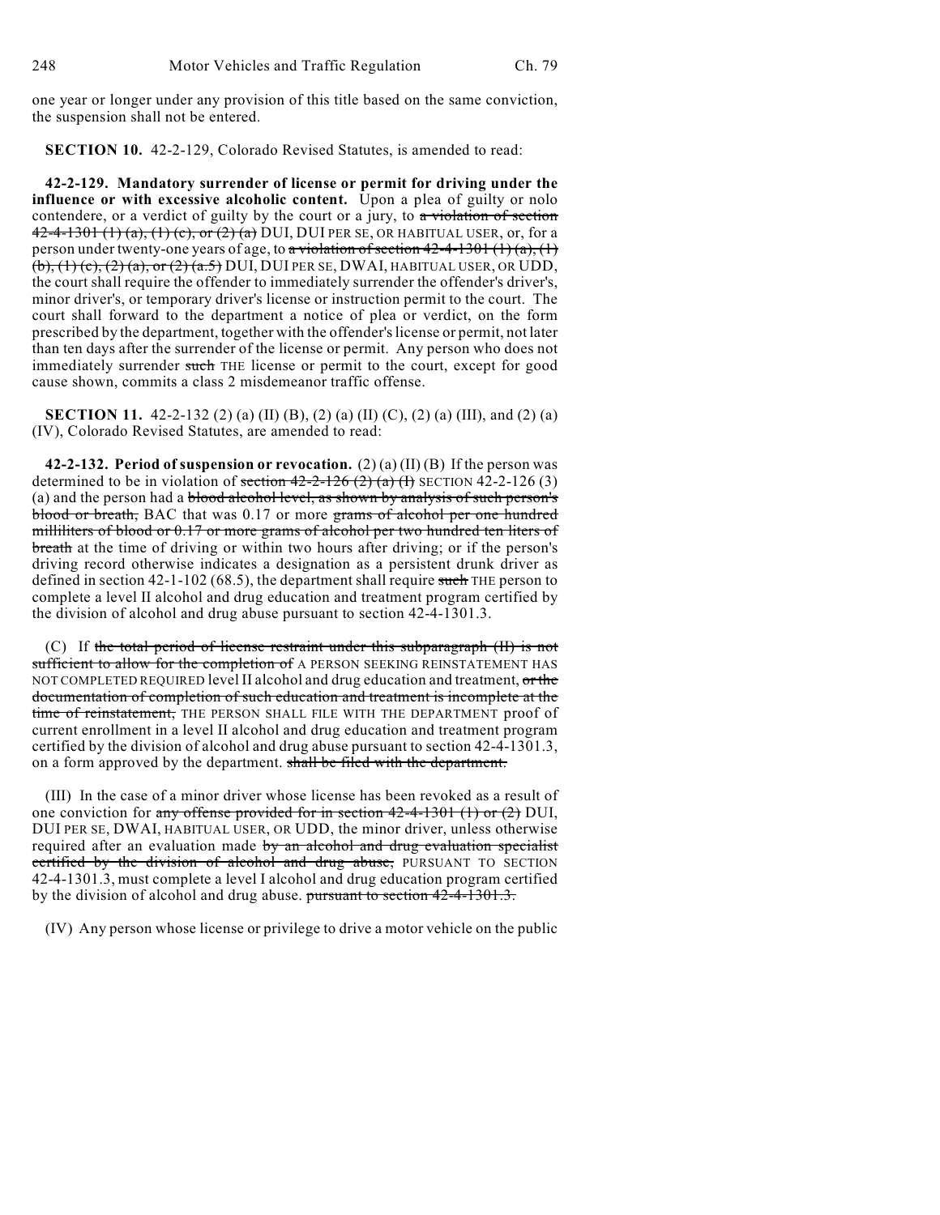one year or longer under any provision of this title based on the same conviction, the suspension shall not be entered.

**SECTION 10.** 42-2-129, Colorado Revised Statutes, is amended to read:

**42-2-129. Mandatory surrender of license or permit for driving under the influence or with excessive alcoholic content.** Upon a plea of guilty or nolo contendere, or a verdict of guilty by the court or a jury, to ~~a violation of section 42-4-1301 (1) (a), (1) (c), or (2) (a)~~ DUI, DUI PER SE, OR HABITUAL USER, or, for a person under twenty-one years of age, to ~~a violation of section 42-4-1301 (1) (a), (1) (b), (1) (c), (2) (a), or (2) (a.5)~~ DUI, DUI PER SE, DWAI, HABITUAL USER, OR UDD, the court shall require the offender to immediately surrender the offender's driver's, minor driver's, or temporary driver's license or instruction permit to the court. The court shall forward to the department a notice of plea or verdict, on the form prescribed by the department, together with the offender's license or permit, not later than ten days after the surrender of the license or permit. Any person who does not immediately surrender ~~such~~ THE license or permit to the court, except for good cause shown, commits a class 2 misdemeanor traffic offense.

**SECTION 11.** 42-2-132 (2) (a) (II) (B), (2) (a) (II) (C), (2) (a) (III), and (2) (a) (IV), Colorado Revised Statutes, are amended to read:

**42-2-132. Period of suspension or revocation.** (2) (a) (II) (B) If the person was determined to be in violation of ~~section 42-2-126 (2) (a) (I)~~ SECTION 42-2-126 (3) (a) and the person had a ~~blood alcohol level, as shown by analysis of such person's blood or breath,~~ BAC that was 0.17 or more ~~grams of alcohol per one hundred milliliters of blood or 0.17 or more grams of alcohol per two hundred ten liters of breath~~ at the time of driving or within two hours after driving; or if the person's driving record otherwise indicates a designation as a persistent drunk driver as defined in section 42-1-102 (68.5), the department shall require ~~such~~ THE person to complete a level II alcohol and drug education and treatment program certified by the division of alcohol and drug abuse pursuant to section 42-4-1301.3.

(C) If ~~the total period of license restraint under this subparagraph (II) is not sufficient to allow for the completion of~~ A PERSON SEEKING REINSTATEMENT HAS NOT COMPLETED REQUIRED level II alcohol and drug education and treatment, ~~or the documentation of completion of such education and treatment is incomplete at the time of reinstatement,~~ THE PERSON SHALL FILE WITH THE DEPARTMENT proof of current enrollment in a level II alcohol and drug education and treatment program certified by the division of alcohol and drug abuse pursuant to section 42-4-1301.3, on a form approved by the department. ~~shall be filed with the department.~~

(III) In the case of a minor driver whose license has been revoked as a result of one conviction for ~~any offense provided for in section 42-4-1301 (1) or (2)~~ DUI, DUI PER SE, DWAI, HABITUAL USER, OR UDD, the minor driver, unless otherwise required after an evaluation made ~~by an alcohol and drug evaluation specialist certified by the division of alcohol and drug abuse,~~ PURSUANT TO SECTION 42-4-1301.3, must complete a level I alcohol and drug education program certified by the division of alcohol and drug abuse. ~~pursuant to section 42-4-1301.3.~~

(IV) Any person whose license or privilege to drive a motor vehicle on the public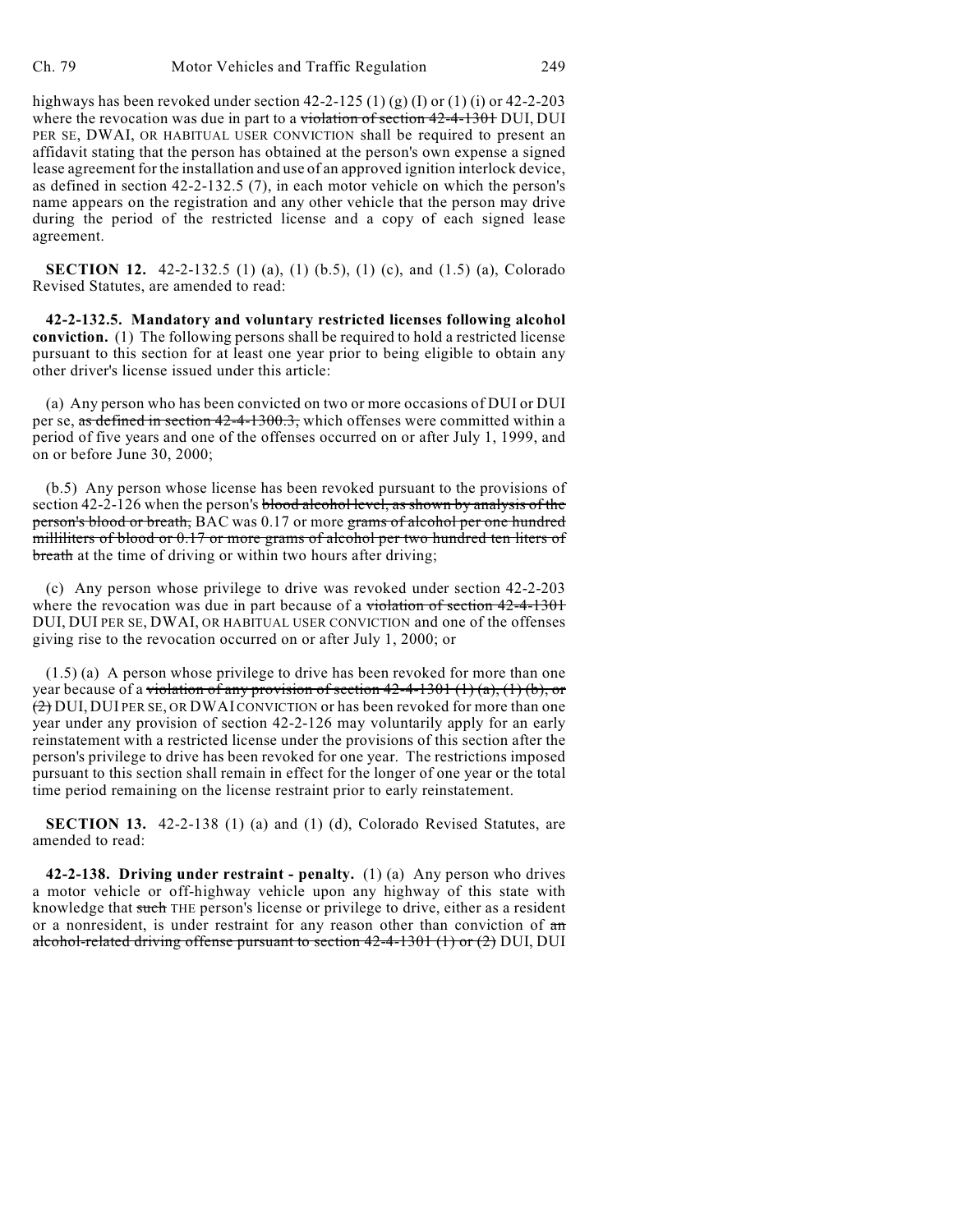highways has been revoked under section 42-2-125 (1) (g) (I) or (1) (i) or 42-2-203 where the revocation was due in part to a ~~violation of section 42-4-1301~~ DUI, DUI PER SE, DWAI, OR HABITUAL USER CONVICTION shall be required to present an affidavit stating that the person has obtained at the person's own expense a signed lease agreement for the installation and use of an approved ignition interlock device, as defined in section 42-2-132.5 (7), in each motor vehicle on which the person's name appears on the registration and any other vehicle that the person may drive during the period of the restricted license and a copy of each signed lease agreement.

**SECTION 12.** 42-2-132.5 (1) (a), (1) (b.5), (1) (c), and (1.5) (a), Colorado Revised Statutes, are amended to read:

**42-2-132.5. Mandatory and voluntary restricted licenses following alcohol conviction.** (1) The following persons shall be required to hold a restricted license pursuant to this section for at least one year prior to being eligible to obtain any other driver's license issued under this article:

(a) Any person who has been convicted on two or more occasions of DUI or DUI per se, ~~as defined in section 42-4-1300.3,~~ which offenses were committed within a period of five years and one of the offenses occurred on or after July 1, 1999, and on or before June 30, 2000;

(b.5) Any person whose license has been revoked pursuant to the provisions of section 42-2-126 when the person's ~~blood alcohol level, as shown by analysis of the person's blood or breath,~~ BAC was 0.17 or more ~~grams of alcohol per one hundred milliliters of blood or 0.17 or more grams of alcohol per two hundred ten liters of breath~~ at the time of driving or within two hours after driving;

(c) Any person whose privilege to drive was revoked under section 42-2-203 where the revocation was due in part because of a ~~violation of section 42-4-1301~~ DUI, DUI PER SE, DWAI, OR HABITUAL USER CONVICTION and one of the offenses giving rise to the revocation occurred on or after July 1, 2000; or

(1.5) (a) A person whose privilege to drive has been revoked for more than one year because of a ~~violation of any provision of section 42-4-1301 (1) (a), (1) (b), or (2)~~ DUI, DUI PER SE, OR DWAI CONVICTION or has been revoked for more than one year under any provision of section 42-2-126 may voluntarily apply for an early reinstatement with a restricted license under the provisions of this section after the person's privilege to drive has been revoked for one year. The restrictions imposed pursuant to this section shall remain in effect for the longer of one year or the total time period remaining on the license restraint prior to early reinstatement.

**SECTION 13.** 42-2-138 (1) (a) and (1) (d), Colorado Revised Statutes, are amended to read:

**42-2-138. Driving under restraint - penalty.** (1) (a) Any person who drives a motor vehicle or off-highway vehicle upon any highway of this state with knowledge that ~~such~~ THE person's license or privilege to drive, either as a resident or a nonresident, is under restraint for any reason other than conviction of ~~an alcohol-related driving offense pursuant to section 42-4-1301 (1) or (2)~~ DUI, DUI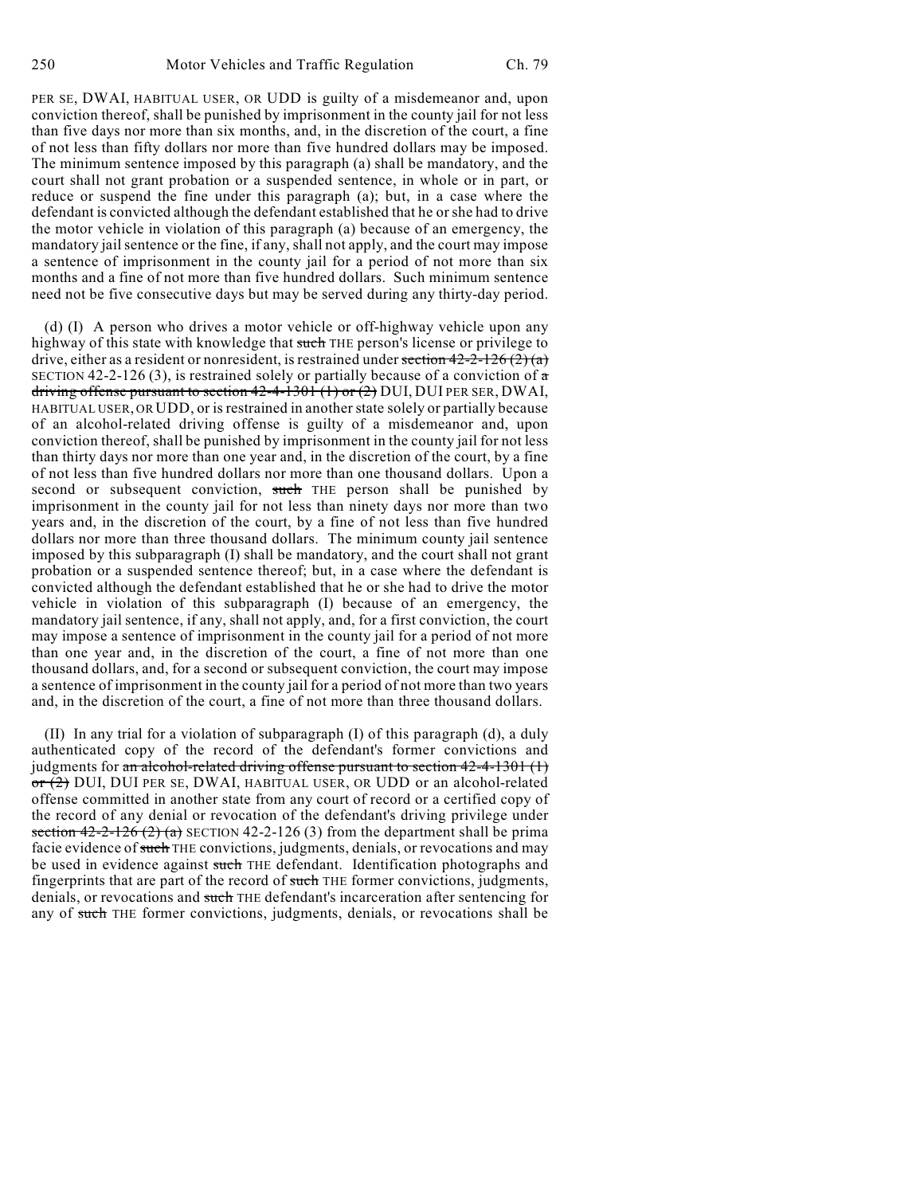PER SE, DWAI, HABITUAL USER, OR UDD is guilty of a misdemeanor and, upon conviction thereof, shall be punished by imprisonment in the county jail for not less than five days nor more than six months, and, in the discretion of the court, a fine of not less than fifty dollars nor more than five hundred dollars may be imposed. The minimum sentence imposed by this paragraph (a) shall be mandatory, and the court shall not grant probation or a suspended sentence, in whole or in part, or reduce or suspend the fine under this paragraph (a); but, in a case where the defendant is convicted although the defendant established that he or she had to drive the motor vehicle in violation of this paragraph (a) because of an emergency, the mandatory jail sentence or the fine, if any, shall not apply, and the court may impose a sentence of imprisonment in the county jail for a period of not more than six months and a fine of not more than five hundred dollars. Such minimum sentence need not be five consecutive days but may be served during any thirty-day period.

(d) (I) A person who drives a motor vehicle or off-highway vehicle upon any highway of this state with knowledge that ~~such~~ THE person's license or privilege to drive, either as a resident or nonresident, is restrained under ~~section 42-2-126 (2) (a)~~ SECTION 42-2-126 (3), is restrained solely or partially because of a conviction of ~~a driving offense pursuant to section 42-4-1301 (1) or (2)~~ DUI, DUI PER SER, DWAI, HABITUAL USER, OR UDD, or is restrained in another state solely or partially because of an alcohol-related driving offense is guilty of a misdemeanor and, upon conviction thereof, shall be punished by imprisonment in the county jail for not less than thirty days nor more than one year and, in the discretion of the court, by a fine of not less than five hundred dollars nor more than one thousand dollars. Upon a second or subsequent conviction, ~~such~~ THE person shall be punished by imprisonment in the county jail for not less than ninety days nor more than two years and, in the discretion of the court, by a fine of not less than five hundred dollars nor more than three thousand dollars. The minimum county jail sentence imposed by this subparagraph (I) shall be mandatory, and the court shall not grant probation or a suspended sentence thereof; but, in a case where the defendant is convicted although the defendant established that he or she had to drive the motor vehicle in violation of this subparagraph (I) because of an emergency, the mandatory jail sentence, if any, shall not apply, and, for a first conviction, the court may impose a sentence of imprisonment in the county jail for a period of not more than one year and, in the discretion of the court, a fine of not more than one thousand dollars, and, for a second or subsequent conviction, the court may impose a sentence of imprisonment in the county jail for a period of not more than two years and, in the discretion of the court, a fine of not more than three thousand dollars.

(II) In any trial for a violation of subparagraph (I) of this paragraph (d), a duly authenticated copy of the record of the defendant's former convictions and judgments for ~~an alcohol-related driving offense pursuant to section 42-4-1301 (1) or (2)~~ DUI, DUI PER SE, DWAI, HABITUAL USER, OR UDD or an alcohol-related offense committed in another state from any court of record or a certified copy of the record of any denial or revocation of the defendant's driving privilege under ~~section 42-2-126 (2) (a)~~ SECTION 42-2-126 (3) from the department shall be prima facie evidence of ~~such~~ THE convictions, judgments, denials, or revocations and may be used in evidence against ~~such~~ THE defendant. Identification photographs and fingerprints that are part of the record of ~~such~~ THE former convictions, judgments, denials, or revocations and ~~such~~ THE defendant's incarceration after sentencing for any of ~~such~~ THE former convictions, judgments, denials, or revocations shall be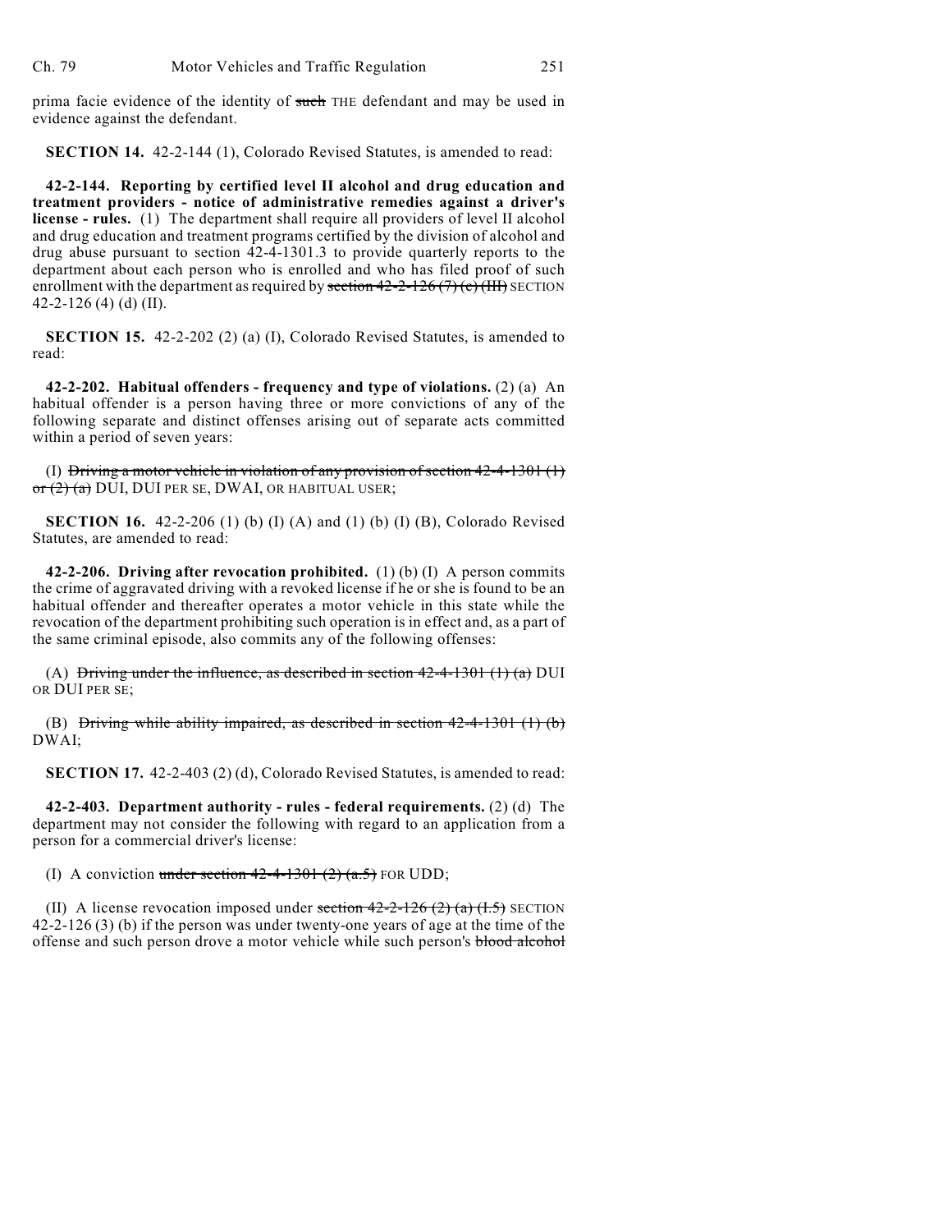prima facie evidence of the identity of ~~such~~ THE defendant and may be used in evidence against the defendant.

**SECTION 14.** 42-2-144 (1), Colorado Revised Statutes, is amended to read:

**42-2-144. Reporting by certified level II alcohol and drug education and treatment providers - notice of administrative remedies against a driver's license - rules.** (1) The department shall require all providers of level II alcohol and drug education and treatment programs certified by the division of alcohol and drug abuse pursuant to section 42-4-1301.3 to provide quarterly reports to the department about each person who is enrolled and who has filed proof of such enrollment with the department as required by ~~section 42-2-126 (7) (c) (III)~~ SECTION 42-2-126 (4) (d) (II).

**SECTION 15.** 42-2-202 (2) (a) (I), Colorado Revised Statutes, is amended to read:

**42-2-202. Habitual offenders - frequency and type of violations.** (2) (a) An habitual offender is a person having three or more convictions of any of the following separate and distinct offenses arising out of separate acts committed within a period of seven years:

(I) ~~Driving a motor vehicle in violation of any provision of section 42-4-1301 (1) or (2) (a)~~ DUI, DUI PER SE, DWAI, OR HABITUAL USER;

**SECTION 16.** 42-2-206 (1) (b) (I) (A) and (1) (b) (I) (B), Colorado Revised Statutes, are amended to read:

**42-2-206. Driving after revocation prohibited.** (1) (b) (I) A person commits the crime of aggravated driving with a revoked license if he or she is found to be an habitual offender and thereafter operates a motor vehicle in this state while the revocation of the department prohibiting such operation is in effect and, as a part of the same criminal episode, also commits any of the following offenses:

(A) ~~Driving under the influence, as described in section 42-4-1301 (1) (a)~~ DUI OR DUI PER SE;

(B) ~~Driving while ability impaired, as described in section 42-4-1301 (1) (b)~~ DWAI;

**SECTION 17.** 42-2-403 (2) (d), Colorado Revised Statutes, is amended to read:

**42-2-403. Department authority - rules - federal requirements.** (2) (d) The department may not consider the following with regard to an application from a person for a commercial driver's license:

(I) A conviction ~~under section 42-4-1301 (2) (a.5)~~ FOR UDD;

(II) A license revocation imposed under ~~section 42-2-126 (2) (a) (I.5)~~ SECTION 42-2-126 (3) (b) if the person was under twenty-one years of age at the time of the offense and such person drove a motor vehicle while such person's ~~blood alcohol~~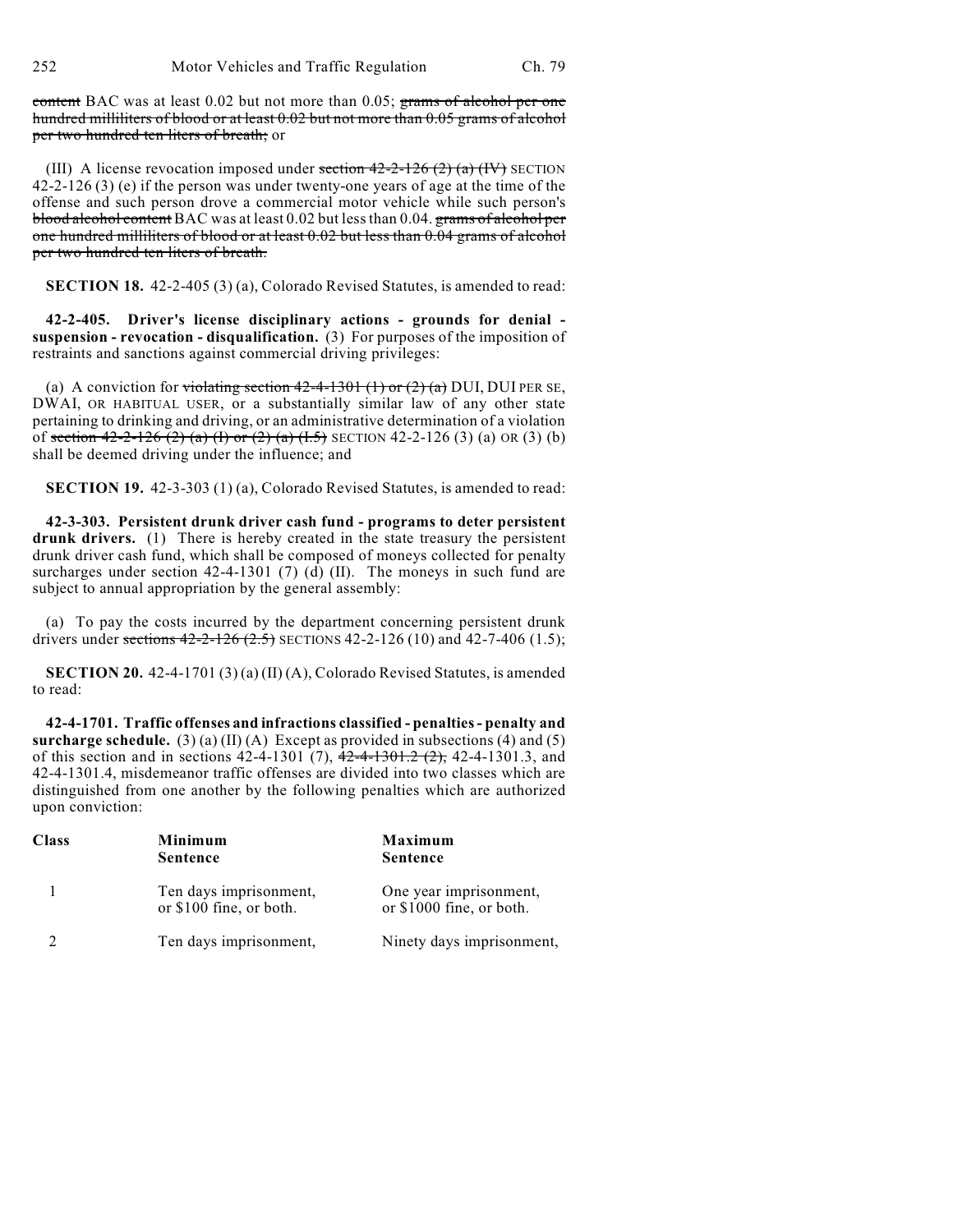content BAC was at least 0.02 but not more than 0.05; grams of alcohol per one hundred milliliters of blood or at least 0.02 but not more than 0.05 grams of alcohol per two hundred ten liters of breath; or

(III) A license revocation imposed under section 42-2-126 (2) (a) (IV) SECTION 42-2-126 (3) (e) if the person was under twenty-one years of age at the time of the offense and such person drove a commercial motor vehicle while such person's blood alcohol content BAC was at least 0.02 but less than 0.04. grams of alcohol per one hundred milliliters of blood or at least 0.02 but less than 0.04 grams of alcohol per two hundred ten liters of breath.

**SECTION 18.** 42-2-405 (3) (a), Colorado Revised Statutes, is amended to read:

**42-2-405. Driver's license disciplinary actions - grounds for denial - suspension - revocation - disqualification.** (3) For purposes of the imposition of restraints and sanctions against commercial driving privileges:

(a) A conviction for violating section 42-4-1301 (1) or (2) (a) DUI, DUI PER SE, DWAI, OR HABITUAL USER, or a substantially similar law of any other state pertaining to drinking and driving, or an administrative determination of a violation of section 42-2-126 (2) (a) (I) or (2) (a) (I.5) SECTION 42-2-126 (3) (a) OR (3) (b) shall be deemed driving under the influence; and

**SECTION 19.** 42-3-303 (1) (a), Colorado Revised Statutes, is amended to read:

**42-3-303. Persistent drunk driver cash fund - programs to deter persistent drunk drivers.** (1) There is hereby created in the state treasury the persistent drunk driver cash fund, which shall be composed of moneys collected for penalty surcharges under section 42-4-1301 (7) (d) (II). The moneys in such fund are subject to annual appropriation by the general assembly:

(a) To pay the costs incurred by the department concerning persistent drunk drivers under sections 42-2-126 (2.5) SECTIONS 42-2-126 (10) and 42-7-406 (1.5);

**SECTION 20.** 42-4-1701 (3) (a) (II) (A), Colorado Revised Statutes, is amended to read:

**42-4-1701. Traffic offenses and infractions classified - penalties - penalty and surcharge schedule.** (3) (a) (II) (A) Except as provided in subsections (4) and (5) of this section and in sections 42-4-1301 (7), 42-4-1301.2 (2), 42-4-1301.3, and 42-4-1301.4, misdemeanor traffic offenses are divided into two classes which are distinguished from one another by the following penalties which are authorized upon conviction:

| Class | Minimum Sentence | Maximum Sentence |
|---|---|---|
| 1 | Ten days imprisonment, or $100 fine, or both. | One year imprisonment, or $1000 fine, or both. |
| 2 | Ten days imprisonment, | Ninety days imprisonment, |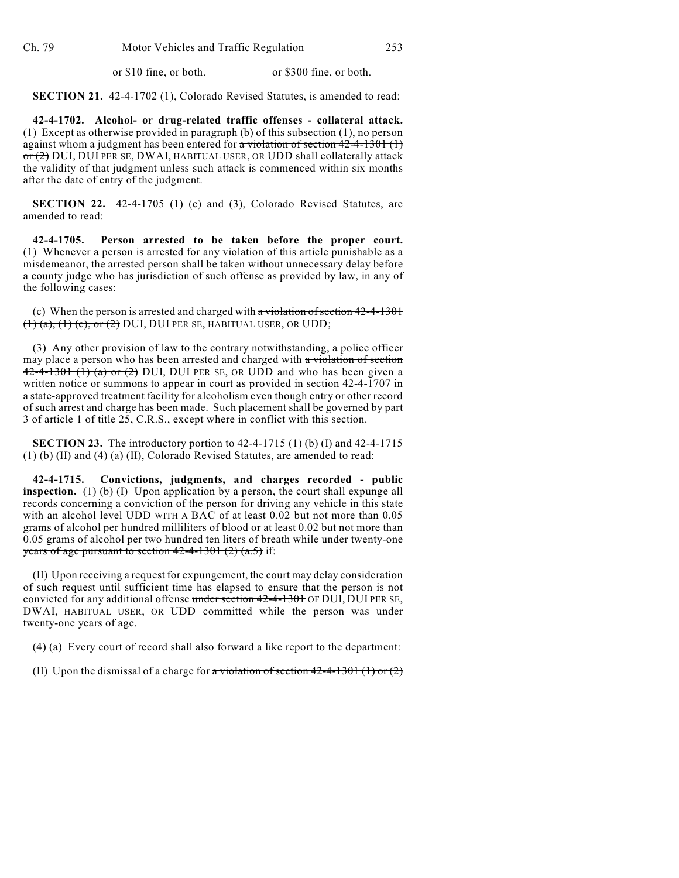| or \$10 fine, or both. | or \$300 fine, or both. |
|---|---|

**SECTION 21.** 42-4-1702 (1), Colorado Revised Statutes, is amended to read:

**42-4-1702. Alcohol- or drug-related traffic offenses - collateral attack.** (1) Except as otherwise provided in paragraph (b) of this subsection (1), no person against whom a judgment has been entered for ~~a violation of section 42-4-1301 (1) or (2)~~ DUI, DUI PER SE, DWAI, HABITUAL USER, OR UDD shall collaterally attack the validity of that judgment unless such attack is commenced within six months after the date of entry of the judgment.

**SECTION 22.** 42-4-1705 (1) (c) and (3), Colorado Revised Statutes, are amended to read:

**42-4-1705. Person arrested to be taken before the proper court.** (1) Whenever a person is arrested for any violation of this article punishable as a misdemeanor, the arrested person shall be taken without unnecessary delay before a county judge who has jurisdiction of such offense as provided by law, in any of the following cases:

(c) When the person is arrested and charged with ~~a violation of section 42-4-1301 (1) (a), (1) (c), or (2)~~ DUI, DUI PER SE, HABITUAL USER, OR UDD;

(3) Any other provision of law to the contrary notwithstanding, a police officer may place a person who has been arrested and charged with ~~a violation of section 42-4-1301 (1) (a) or (2)~~ DUI, DUI PER SE, OR UDD and who has been given a written notice or summons to appear in court as provided in section 42-4-1707 in a state-approved treatment facility for alcoholism even though entry or other record of such arrest and charge has been made. Such placement shall be governed by part 3 of article 1 of title 25, C.R.S., except where in conflict with this section.

**SECTION 23.** The introductory portion to 42-4-1715 (1) (b) (I) and 42-4-1715 (1) (b) (II) and (4) (a) (II), Colorado Revised Statutes, are amended to read:

**42-4-1715. Convictions, judgments, and charges recorded - public inspection.** (1) (b) (I) Upon application by a person, the court shall expunge all records concerning a conviction of the person for ~~driving any vehicle in this state with an alcohol level~~ UDD WITH A BAC of at least 0.02 but not more than 0.05 ~~grams of alcohol per hundred milliliters of blood or at least 0.02 but not more than 0.05 grams of alcohol per two hundred ten liters of breath while under twenty-one years of age pursuant to section 42-4-1301 (2) (a.5)~~ if:

(II) Upon receiving a request for expungement, the court may delay consideration of such request until sufficient time has elapsed to ensure that the person is not convicted for any additional offense ~~under section 42-4-1301~~ OF DUI, DUI PER SE, DWAI, HABITUAL USER, OR UDD committed while the person was under twenty-one years of age.

(4) (a) Every court of record shall also forward a like report to the department:

(II) Upon the dismissal of a charge for ~~a violation of section 42-4-1301 (1) or (2)~~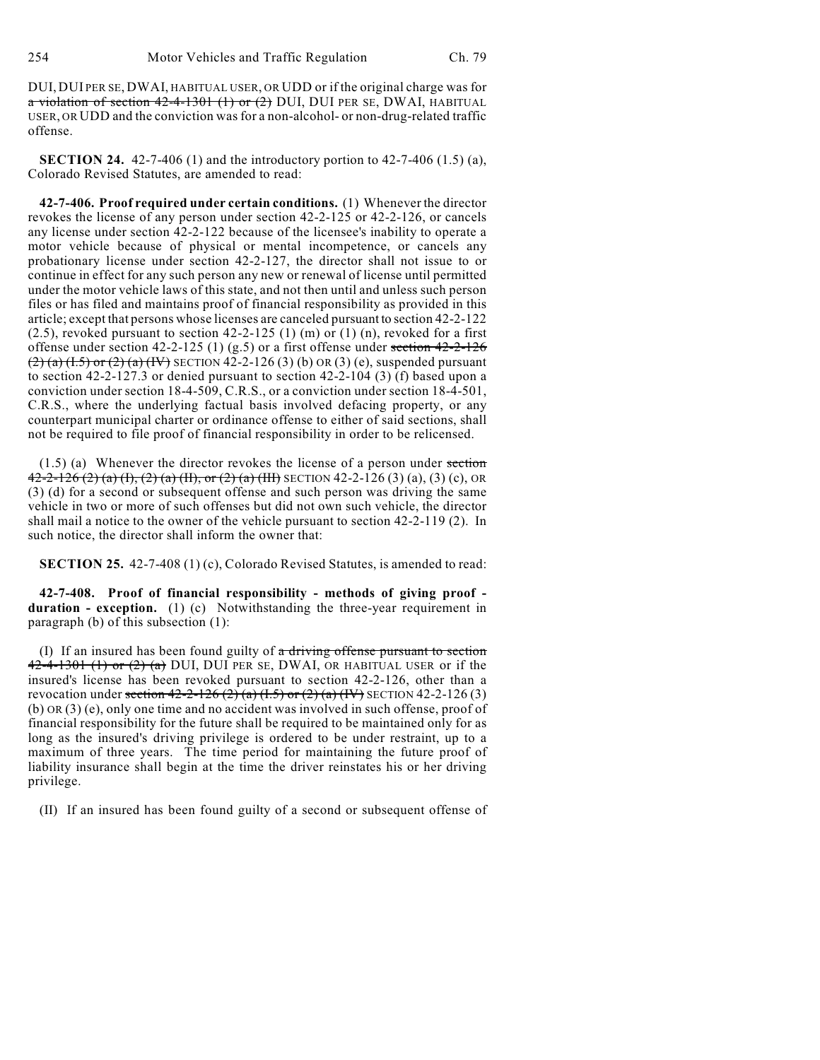DUI, DUI PER SE, DWAI, HABITUAL USER, OR UDD or if the original charge was for a violation of section 42-4-1301 (1) or (2) DUI, DUI PER SE, DWAI, HABITUAL USER, OR UDD and the conviction was for a non-alcohol- or non-drug-related traffic offense.

**SECTION 24.** 42-7-406 (1) and the introductory portion to 42-7-406 (1.5) (a), Colorado Revised Statutes, are amended to read:

**42-7-406. Proof required under certain conditions.** (1) Whenever the director revokes the license of any person under section 42-2-125 or 42-2-126, or cancels any license under section 42-2-122 because of the licensee's inability to operate a motor vehicle because of physical or mental incompetence, or cancels any probationary license under section 42-2-127, the director shall not issue to or continue in effect for any such person any new or renewal of license until permitted under the motor vehicle laws of this state, and not then until and unless such person files or has filed and maintains proof of financial responsibility as provided in this article; except that persons whose licenses are canceled pursuant to section 42-2-122 (2.5), revoked pursuant to section 42-2-125 (1) (m) or (1) (n), revoked for a first offense under section 42-2-125 (1) (g.5) or a first offense under ~~section 42-2-126 (2) (a) (I.5) or (2) (a) (IV)~~ SECTION 42-2-126 (3) (b) OR (3) (e), suspended pursuant to section 42-2-127.3 or denied pursuant to section 42-2-104 (3) (f) based upon a conviction under section 18-4-509, C.R.S., or a conviction under section 18-4-501, C.R.S., where the underlying factual basis involved defacing property, or any counterpart municipal charter or ordinance offense to either of said sections, shall not be required to file proof of financial responsibility in order to be relicensed.

(1.5) (a) Whenever the director revokes the license of a person under ~~section 42-2-126 (2) (a) (I), (2) (a) (II), or (2) (a) (III)~~ SECTION 42-2-126 (3) (a), (3) (c), OR (3) (d) for a second or subsequent offense and such person was driving the same vehicle in two or more of such offenses but did not own such vehicle, the director shall mail a notice to the owner of the vehicle pursuant to section 42-2-119 (2). In such notice, the director shall inform the owner that:

**SECTION 25.** 42-7-408 (1) (c), Colorado Revised Statutes, is amended to read:

**42-7-408. Proof of financial responsibility - methods of giving proof - duration - exception.** (1) (c) Notwithstanding the three-year requirement in paragraph (b) of this subsection (1):

(I) If an insured has been found guilty of ~~a driving offense pursuant to section 42-4-1301 (1) or (2) (a)~~ DUI, DUI PER SE, DWAI, OR HABITUAL USER or if the insured's license has been revoked pursuant to section 42-2-126, other than a revocation under ~~section 42-2-126 (2) (a) (I.5) or (2) (a) (IV)~~ SECTION 42-2-126 (3) (b) OR (3) (e), only one time and no accident was involved in such offense, proof of financial responsibility for the future shall be required to be maintained only for as long as the insured's driving privilege is ordered to be under restraint, up to a maximum of three years. The time period for maintaining the future proof of liability insurance shall begin at the time the driver reinstates his or her driving privilege.

(II) If an insured has been found guilty of a second or subsequent offense of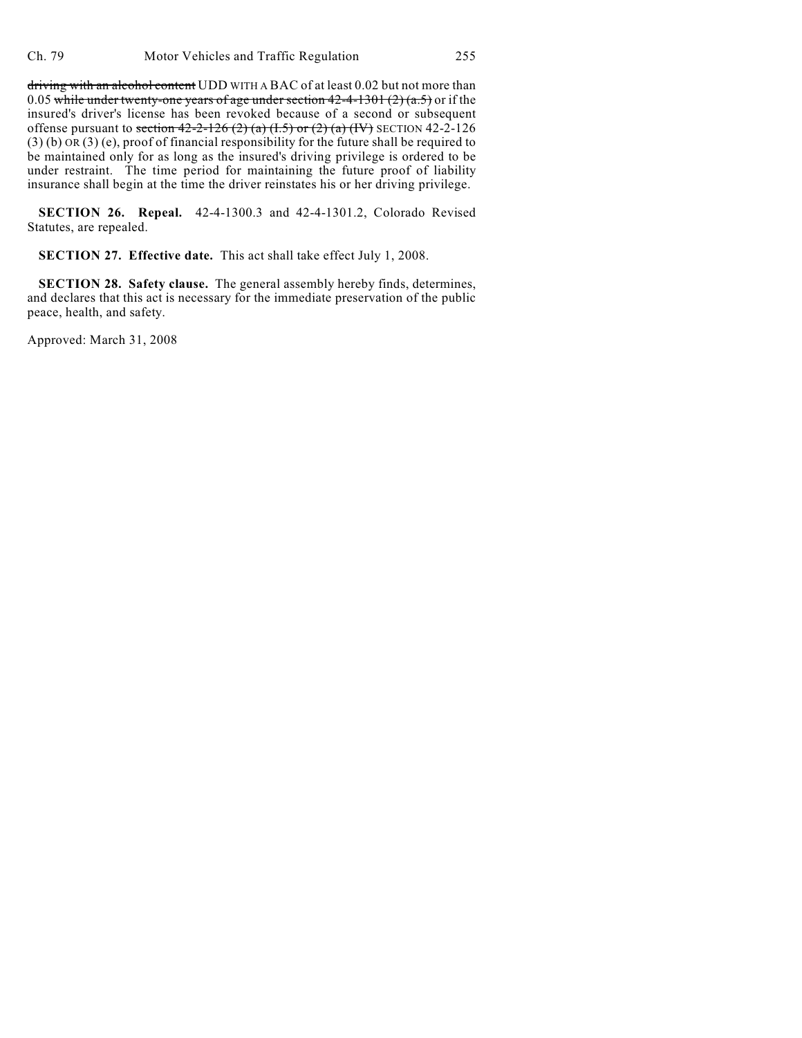~~driving with an alcohol content~~ UDD WITH A BAC of at least 0.02 but not more than 0.05 ~~while under twenty-one years of age under section 42-4-1301 (2) (a.5)~~ or if the insured's driver's license has been revoked because of a second or subsequent offense pursuant to ~~section 42-2-126 (2) (a) (I.5) or (2) (a) (IV)~~ SECTION 42-2-126 (3) (b) OR (3) (e), proof of financial responsibility for the future shall be required to be maintained only for as long as the insured's driving privilege is ordered to be under restraint. The time period for maintaining the future proof of liability insurance shall begin at the time the driver reinstates his or her driving privilege.

**SECTION 26. Repeal.** 42-4-1300.3 and 42-4-1301.2, Colorado Revised Statutes, are repealed.

**SECTION 27. Effective date.** This act shall take effect July 1, 2008.

**SECTION 28. Safety clause.** The general assembly hereby finds, determines, and declares that this act is necessary for the immediate preservation of the public peace, health, and safety.

Approved: March 31, 2008